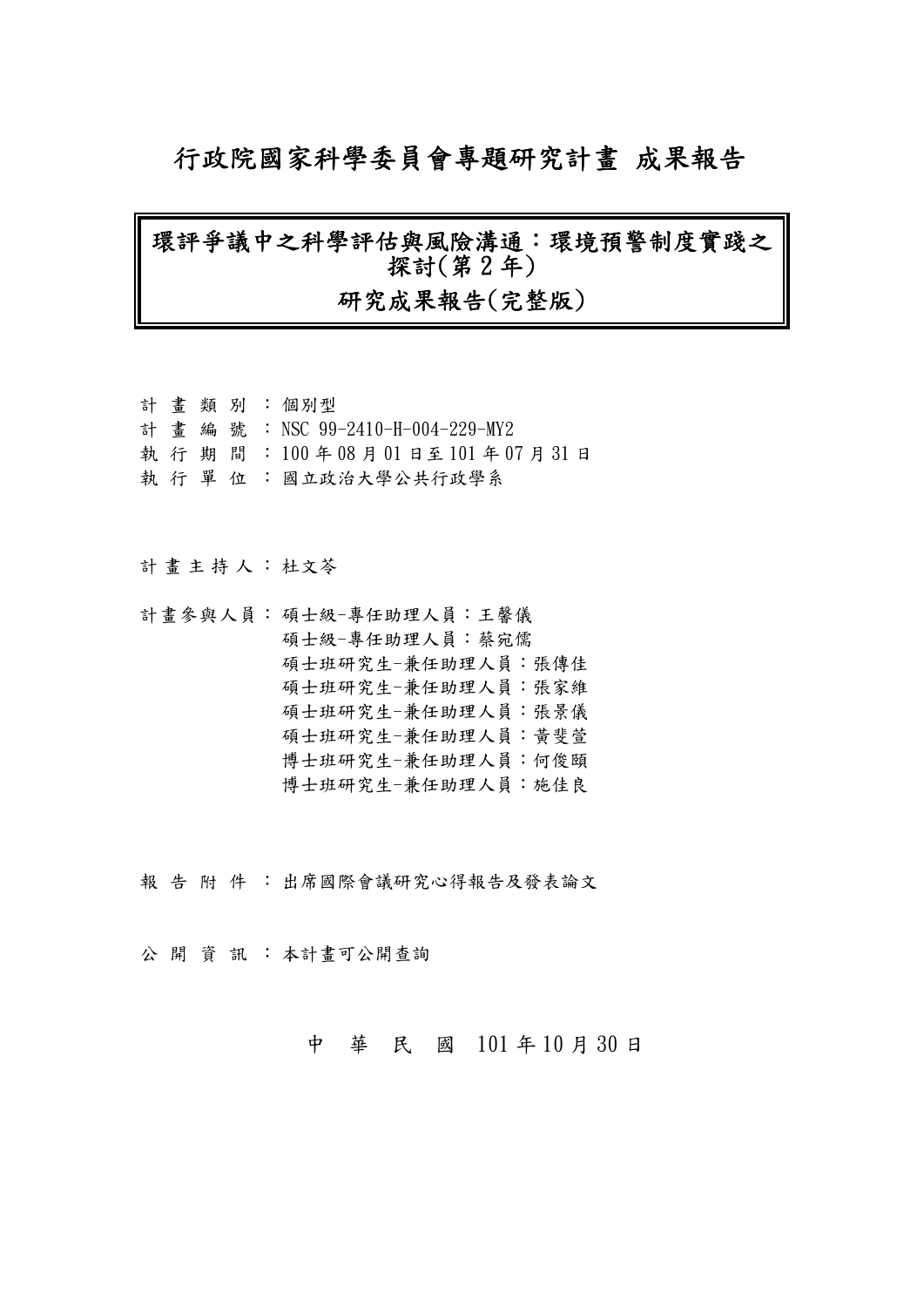# 行政院國家科學委員會專題研究計畫 成果報告

## 環評爭議中之科學評估與風險溝通：環境預警制度實踐之探討(第 2 年)

## 研究成果報告(完整版)

計 畫 類 別 ：個別型
計 畫 編 號 ：NSC 99-2410-H-004-229-MY2
執 行 期 間 ：100 年 08 月 01 日至 101 年 07 月 31 日
執 行 單 位 ：國立政治大學公共行政學系

計 畫 主 持 人 ：杜文苓

計畫參與人員：碩士級-專任助理人員：王馨儀
碩士級-專任助理人員：蔡宛儒
碩士班研究生-兼任助理人員：張傳佳
碩士班研究生-兼任助理人員：張家維
碩士班研究生-兼任助理人員：張景儀
碩士班研究生-兼任助理人員：黃斐萱
博士班研究生-兼任助理人員：何俊頤
博士班研究生-兼任助理人員：施佳良

報 告 附 件 ：出席國際會議研究心得報告及發表論文

公 開 資 訊 ：本計畫可公開查詢

中 華 民 國 101 年 10 月 30 日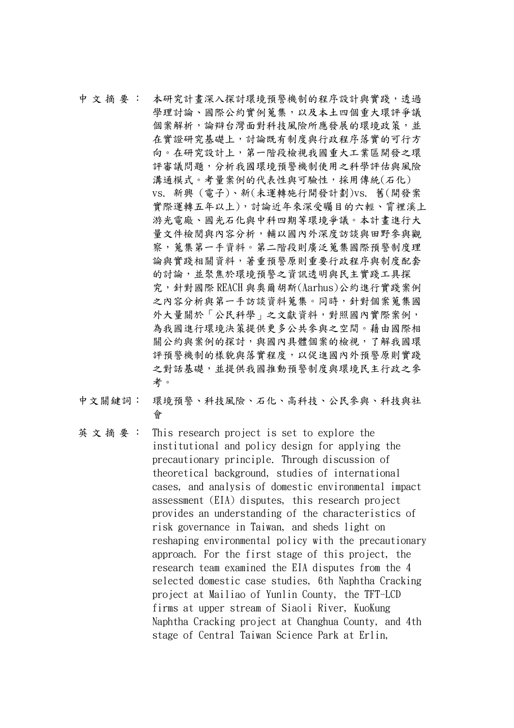中文摘要： 本研究計畫深入探討環境預警機制的程序設計與實踐，透過學理討論、國際公約實例蒐集，以及本土四個重大環評爭議個案解析，論辯台灣面對科技風險所應發展的環境政策，並在實證研究基礎上，討論既有制度與行政程序落實的可行方向。在研究設計上，第一階段檢視我國重大工業區開發之環評審議問題，分析我國環境預警機制使用之科學評估與風險溝通模式。考量案例的代表性與可驗性，採用傳統(石化) vs. 新興 (電子)、新(未運轉施行開發計劃)vs. 舊(開發案實際運轉五年以上)，討論近年來深受矚目的六輕、霄裡溪上游光電廠、國光石化與中科四期等環境爭議。本計畫進行大量文件檢閱與內容分析，輔以國內外深度訪談與田野參與觀察，蒐集第一手資料。第二階段則廣泛蒐集國際預警制度理論與實踐相關資料，著重預警原則重要行政程序與制度配套的討論，並聚焦於環境預警之資訊透明與民主實踐工具探究，針對國際 REACH 與奧爾胡斯(Aarhus)公約進行實踐案例之內容分析與第一手訪談資料蒐集。同時，針對個案蒐集國外大量關於「公民科學」之文獻資料，對照國內實際案例，為我國進行環境決策提供更多公共參與之空間。藉由國際相關公約與案例的探討，與國內具體個案的檢視，了解我國環評預警機制的樣貌與落實程度，以促進國內外預警原則實踐之對話基礎，並提供我國推動預警制度與環境民主行政之參考。

中文關鍵詞： 環境預警、科技風險、石化、高科技、公民參與、科技與社會

英文摘要： This research project is set to explore the institutional and policy design for applying the precautionary principle. Through discussion of theoretical background, studies of international cases, and analysis of domestic environmental impact assessment (EIA) disputes, this research project provides an understanding of the characteristics of risk governance in Taiwan, and sheds light on reshaping environmental policy with the precautionary approach. For the first stage of this project, the research team examined the EIA disputes from the 4 selected domestic case studies, 6th Naphtha Cracking project at Mailiao of Yunlin County, the TFT-LCD firms at upper stream of Siaoli River, KuoKung Naphtha Cracking project at Changhua County, and 4th stage of Central Taiwan Science Park at Erlin,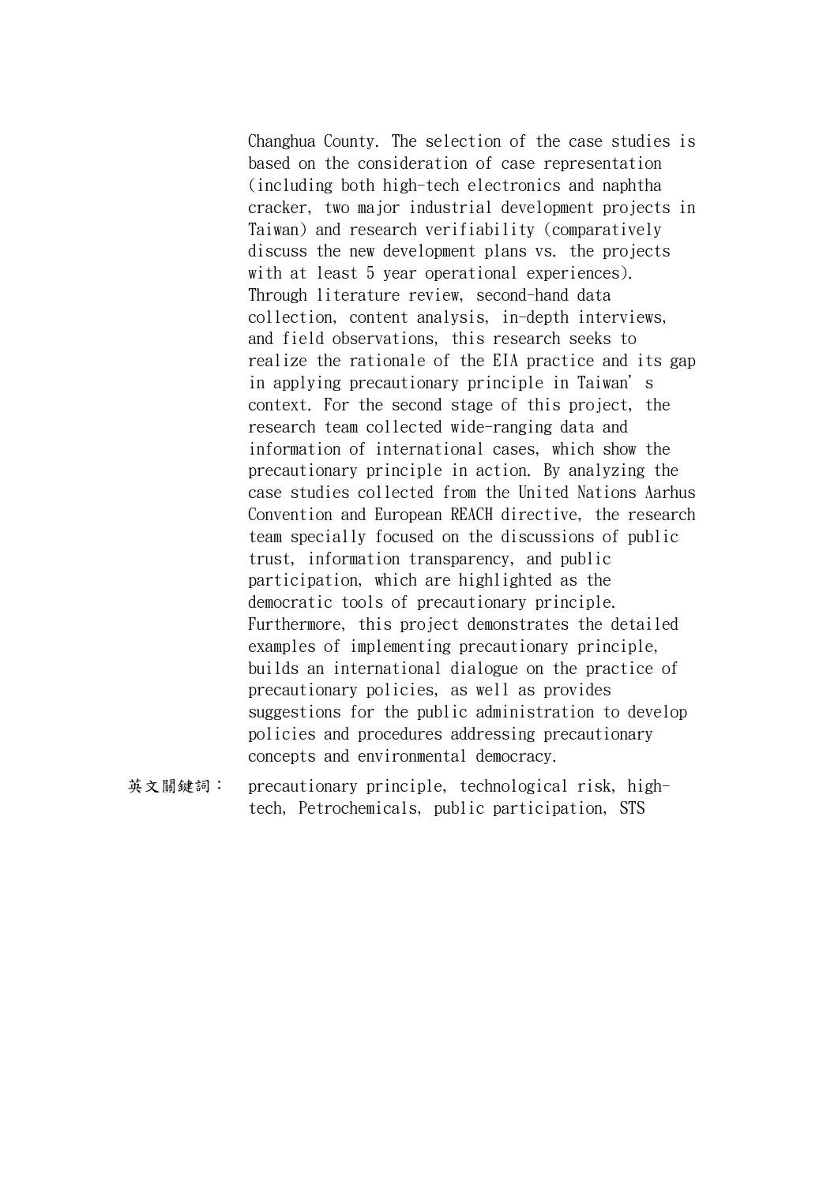Changhua County. The selection of the case studies is based on the consideration of case representation (including both high-tech electronics and naphtha cracker, two major industrial development projects in Taiwan) and research verifiability (comparatively discuss the new development plans vs. the projects with at least 5 year operational experiences). Through literature review, second-hand data collection, content analysis, in-depth interviews, and field observations, this research seeks to realize the rationale of the EIA practice and its gap in applying precautionary principle in Taiwan's context. For the second stage of this project, the research team collected wide-ranging data and information of international cases, which show the precautionary principle in action. By analyzing the case studies collected from the United Nations Aarhus Convention and European REACH directive, the research team specially focused on the discussions of public trust, information transparency, and public participation, which are highlighted as the democratic tools of precautionary principle. Furthermore, this project demonstrates the detailed examples of implementing precautionary principle, builds an international dialogue on the practice of precautionary policies, as well as provides suggestions for the public administration to develop policies and procedures addressing precautionary concepts and environmental democracy.

英文關鍵詞： precautionary principle, technological risk, high-tech, Petrochemicals, public participation, STS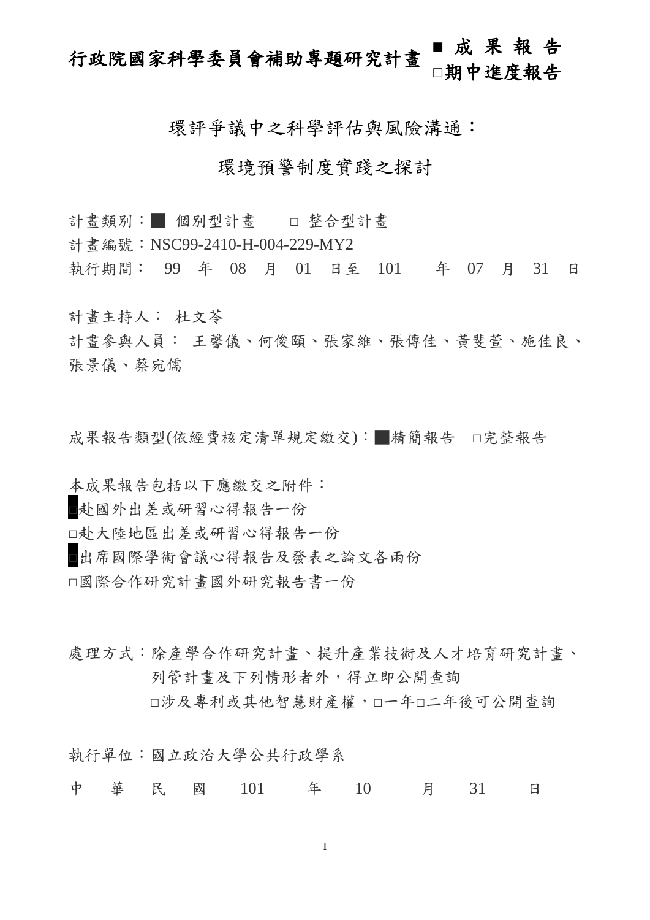# 行政院國家科學委員會補助專題研究計畫 ■ 成 果 報 告 □期中進度報告

## 環評爭議中之科學評估與風險溝通：

## 環境預警制度實踐之探討

計畫類別：■ 個別型計畫　　□ 整合型計畫

計畫編號：NSC99-2410-H-004-229-MY2

執行期間： 99 年 08 月 01 日至 101 年 07 月 31 日

計畫主持人： 杜文苓

計畫參與人員： 王馨儀、何俊頤、張家維、張傳佳、黃斐萱、施佳良、張景儀、蔡宛儒

成果報告類型(依經費核定清單規定繳交)：■精簡報告　□完整報告

本成果報告包括以下應繳交之附件：

■赴國外出差或研習心得報告一份

□赴大陸地區出差或研習心得報告一份

■出席國際學術會議心得報告及發表之論文各兩份

□國際合作研究計畫國外研究報告書一份

處理方式：除產學合作研究計畫、提升產業技術及人才培育研究計畫、列管計畫及下列情形者外，得立即公開查詢

□涉及專利或其他智慧財產權，□一年□二年後可公開查詢

執行單位：國立政治大學公共行政學系

中 華 民 國 101 年 10 月 31 日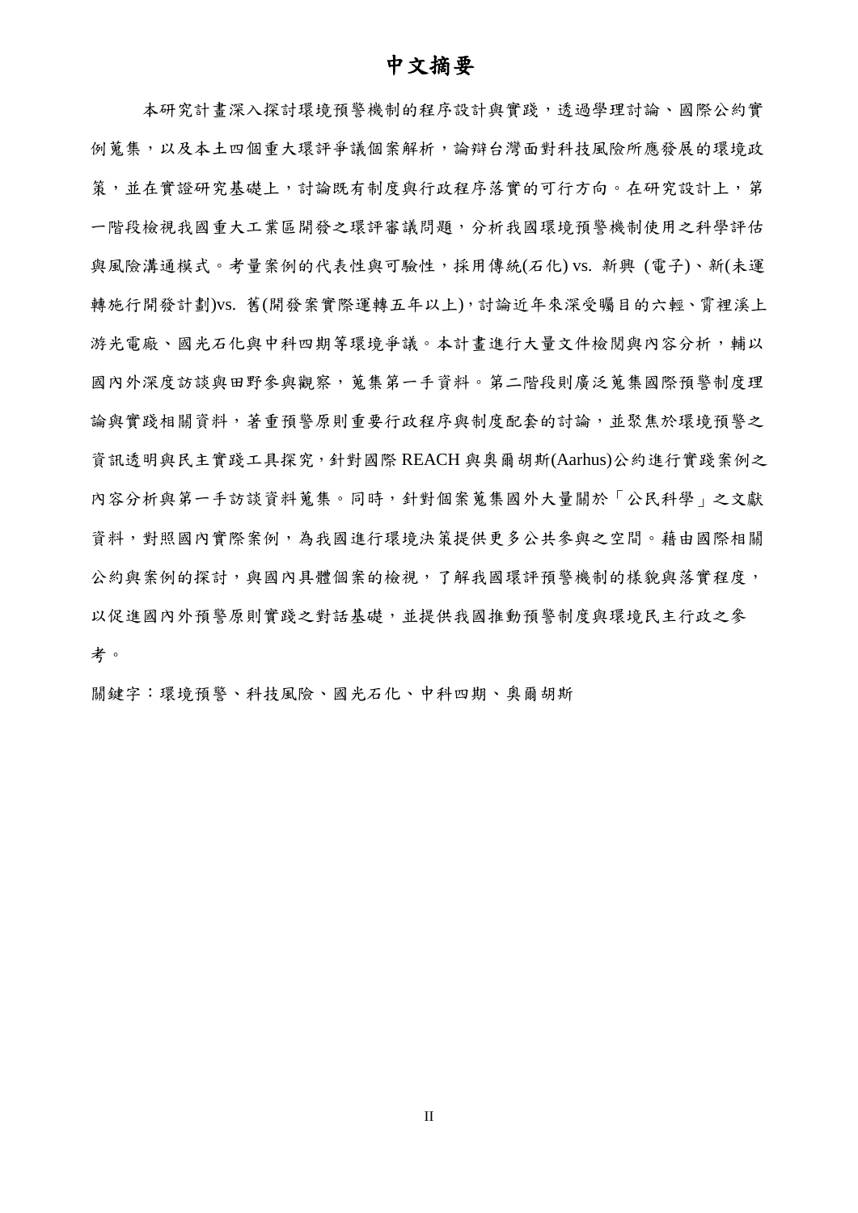# 中文摘要

本研究計畫深入探討環境預警機制的程序設計與實踐，透過學理討論、國際公約實例蒐集，以及本土四個重大環評爭議個案解析，論辯台灣面對科技風險所應發展的環境政策，並在實證研究基礎上，討論既有制度與行政程序落實的可行方向。在研究設計上，第一階段檢視我國重大工業區開發之環評審議問題，分析我國環境預警機制使用之科學評估與風險溝通模式。考量案例的代表性與可驗性，採用傳統(石化) vs. 新興 (電子)、新(未運轉施行開發計劃)vs. 舊(開發案實際運轉五年以上)，討論近年來深受矚目的六輕、霄裡溪上游光電廠、國光石化與中科四期等環境爭議。本計畫進行大量文件檢閱與內容分析，輔以國內外深度訪談與田野參與觀察，蒐集第一手資料。第二階段則廣泛蒐集國際預警制度理論與實踐相關資料，著重預警原則重要行政程序與制度配套的討論，並聚焦於環境預警之資訊透明與民主實踐工具探究，針對國際 REACH 與奧爾胡斯(Aarhus)公約進行實踐案例之內容分析與第一手訪談資料蒐集。同時，針對個案蒐集國外大量關於「公民科學」之文獻資料，對照國內實際案例，為我國進行環境決策提供更多公共參與之空間。藉由國際相關公約與案例的探討，與國內具體個案的檢視，了解我國環評預警機制的樣貌與落實程度，以促進國內外預警原則實踐之對話基礎，並提供我國推動預警制度與環境民主行政之參考。

關鍵字：環境預警、科技風險、國光石化、中科四期、奧爾胡斯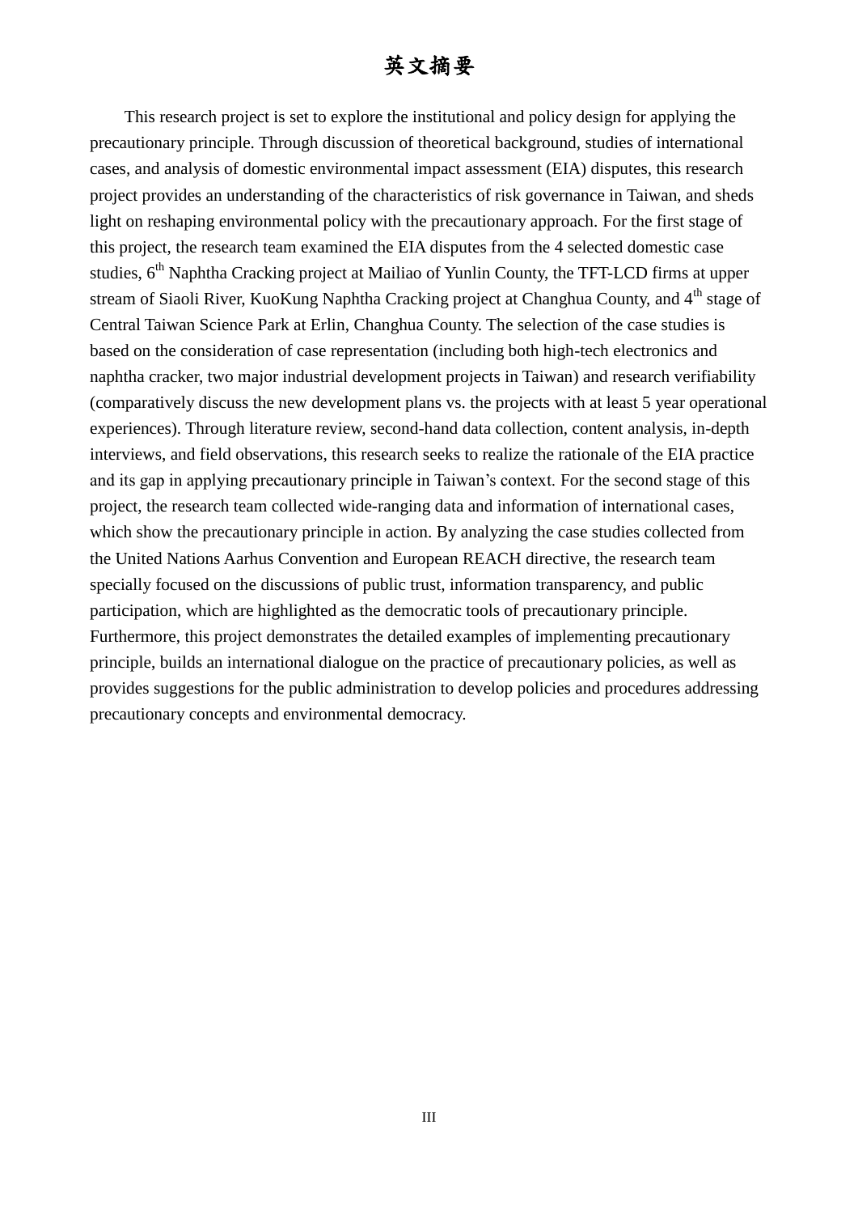# 英文摘要

This research project is set to explore the institutional and policy design for applying the precautionary principle. Through discussion of theoretical background, studies of international cases, and analysis of domestic environmental impact assessment (EIA) disputes, this research project provides an understanding of the characteristics of risk governance in Taiwan, and sheds light on reshaping environmental policy with the precautionary approach. For the first stage of this project, the research team examined the EIA disputes from the 4 selected domestic case studies, 6$^{th}$ Naphtha Cracking project at Mailiao of Yunlin County, the TFT-LCD firms at upper stream of Siaoli River, KuoKung Naphtha Cracking project at Changhua County, and 4$^{th}$ stage of Central Taiwan Science Park at Erlin, Changhua County. The selection of the case studies is based on the consideration of case representation (including both high-tech electronics and naphtha cracker, two major industrial development projects in Taiwan) and research verifiability (comparatively discuss the new development plans vs. the projects with at least 5 year operational experiences). Through literature review, second-hand data collection, content analysis, in-depth interviews, and field observations, this research seeks to realize the rationale of the EIA practice and its gap in applying precautionary principle in Taiwan's context. For the second stage of this project, the research team collected wide-ranging data and information of international cases, which show the precautionary principle in action. By analyzing the case studies collected from the United Nations Aarhus Convention and European REACH directive, the research team specially focused on the discussions of public trust, information transparency, and public participation, which are highlighted as the democratic tools of precautionary principle. Furthermore, this project demonstrates the detailed examples of implementing precautionary principle, builds an international dialogue on the practice of precautionary policies, as well as provides suggestions for the public administration to develop policies and procedures addressing precautionary concepts and environmental democracy.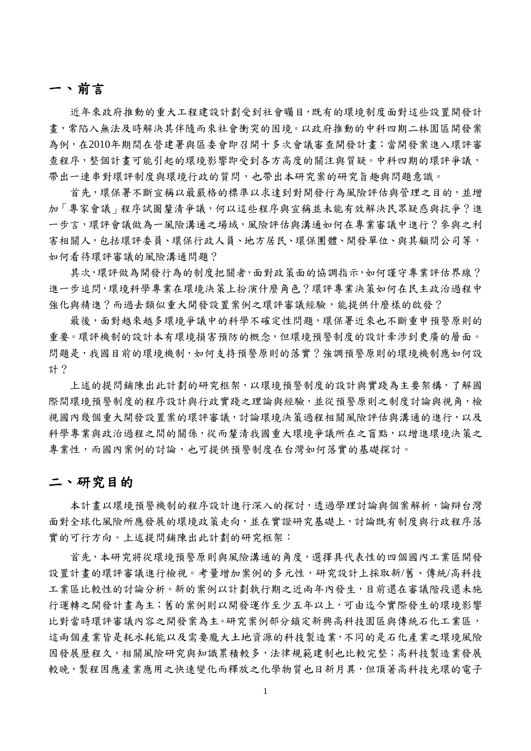# 一、前言

近年來政府推動的重大工程建設計劃受到社會矚目，既有的環境制度面對這些設置開發計畫，常陷入無法及時解決其伴隨而來社會衝突的困境。以政府推動的中科四期二林園區開發案為例，在2010年期間在營建署與區委會即召開十多次會議審查開發計畫；當開發案進入環評審查程序，整個計畫可能引起的環境影響即受到各方高度的關注與質疑。中科四期的環評爭議，帶出一連串對環評制度與環境行政的質問，也帶出本研究案的研究旨趣與問題意識。

首先，環保署不斷宣稱以最嚴格的標準以求達到對開發行為風險評估與管理之目的，並增加「專家會議」程序試圖釐清爭議，何以這些程序與宣稱並未能有效解決民眾疑惑與抗爭？進一步言，環評會議做為一風險溝通之場域，風險評估與溝通如何在專業審議中進行？參與之利害相關人，包括環評委員、環保行政人員、地方居民、環保團體、開發單位、與其顧問公司等，如何看待環評審議的風險溝通問題？

其次，環評做為開發行為的制度把關者，面對政策面的協調指示，如何謹守專業評估界線？進一步追問，環境科學專業在環境決策上扮演什麼角色？環評專業決策如何在民主政治過程中強化與精進？而過去類似重大開發設置案例之環評審議經驗，能提供什麼樣的啟發？

最後，面對越來越多環境爭議中的科學不確定性問題，環保署近來也不斷重申預警原則的重要。環評機制的設計本有環境損害預防的概念，但環境預警制度的設計牽涉到更廣的層面。問題是，我國目前的環境機制，如何支持預警原則的落實？強調預警原則的環境機制應如何設計？

上述的提問鋪陳出此計劃的研究框架，以環境預警制度的設計與實踐為主要架構，了解國際間環境預警制度的程序設計與行政實踐之理論與經驗，並從預警原則之制度討論與視角，檢視國內幾個重大開發設置案的環評審議，討論環境決策過程相關風險評估與溝通的進行，以及科學專業與政治過程之間的關係，從而釐清我國重大環境爭議所在之盲點，以增進環境決策之專業性，而國內案例的討論，也可提供預警制度在台灣如何落實的基礎探討。

# 二、研究目的

本計畫以環境預警機制的程序設計進行深入的探討，透過學理討論與個案解析，論辯台灣面對全球化風險所應發展的環境政策走向，並在實證研究基礎上，討論既有制度與行政程序落實的可行方向。上述提問鋪陳出此計劃的研究框架：

首先，本研究將從環境預警原則與風險溝通的角度，選擇具代表性的四個國內工業區開發設置計畫的環評審議進行檢視。考量增加案例的多元性，研究設計上採取新/舊、傳統/高科技工業區比較性的討論分析。新的案例以計劃執行期之近兩年內發生，目前還在審議階段還未施行運轉之開發計畫為主；舊的案例則以開發運作至少五年以上，可由迄今實際發生的環境影響比對當時環評審議內容之開發案為主。研究案例部分鎖定新興高科技園區與傳統石化工業區，這兩個產業皆是耗水耗能以及需要龐大土地資源的科技製造業，不同的是石化產業之環境風險因發展歷程久，相關風險研究與知識累積較多，法律規範建制也比較完整；高科技製造業發展較晚，製程因應產業應用之快速變化而釋放之化學物質也日新月異，但頂著高科技光環的電子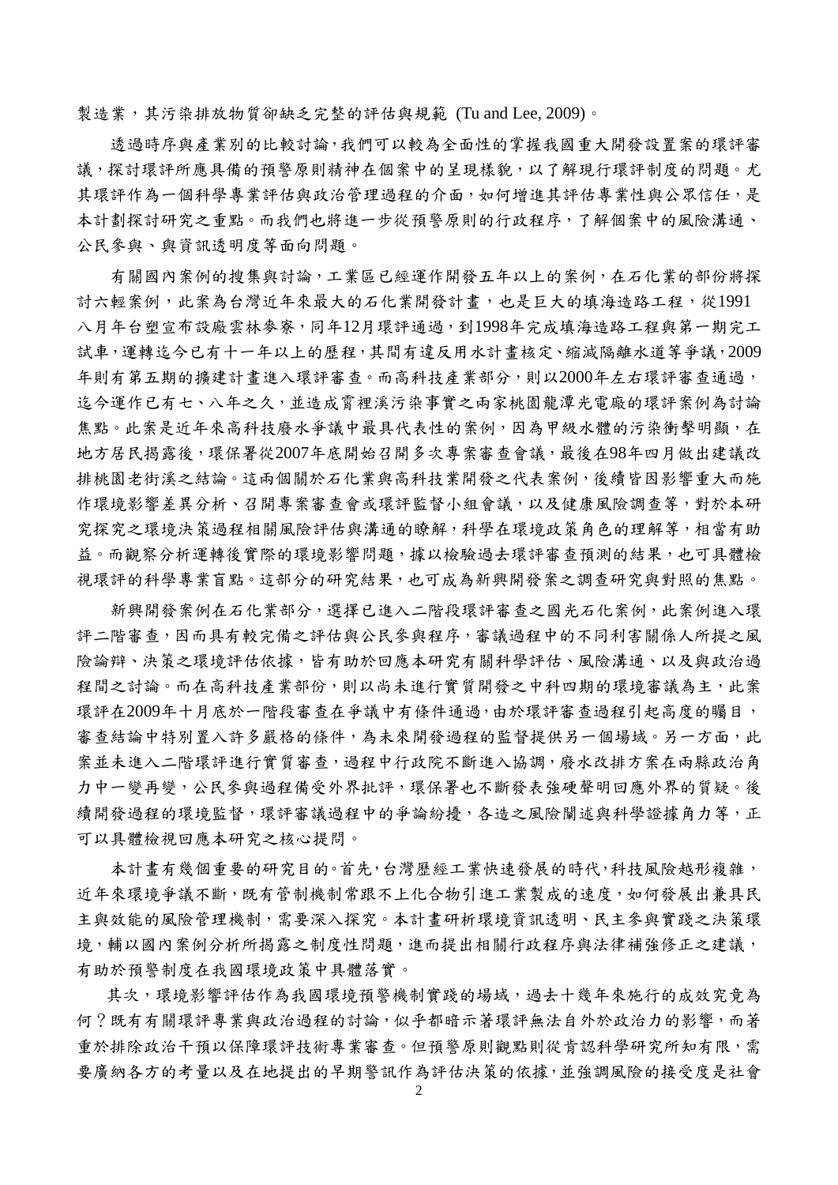製造業，其污染排放物質卻缺乏完整的評估與規範 (Tu and Lee, 2009)。

透過時序與產業別的比較討論，我們可以較為全面性的掌握我國重大開發設置案的環評審議，探討環評所應具備的預警原則精神在個案中的呈現樣貌，以了解現行環評制度的問題。尤其環評作為一個科學專業評估與政治管理過程的介面，如何增進其評估專業性與公眾信任，是本計劃探討研究之重點。而我們也將進一步從預警原則的行政程序，了解個案中的風險溝通、公民參與、與資訊透明度等面向問題。

有關國內案例的搜集與討論，工業區已經運作開發五年以上的案例，在石化業的部份將探討六輕案例，此案為台灣近年來最大的石化業開發計畫，也是巨大的填海造路工程，從1991八月年台塑宣布設廠雲林麥寮，同年12月環評通過，到1998年完成填海造路工程與第一期完工試車，運轉迄今已有十一年以上的歷程，其間有違反用水計畫核定、縮減隔離水道等爭議，2009年則有第五期的擴建計畫進入環評審查。而高科技產業部分，則以2000年左右環評審查通過，迄今運作已有七、八年之久，並造成霄裡溪污染事實之兩家桃園龍潭光電廠的環評案例為討論焦點。此案是近年來高科技廢水爭議中最具代表性的案例，因為甲級水體的污染衝擊明顯，在地方居民揭露後，環保署從2007年底開始召開多次專案審查會議，最後在98年四月做出建議改排桃園老街溪之結論。這兩個關於石化業與高科技業開發之代表案例，後續皆因影響重大而施作環境影響差異分析、召開專案審查會或環評監督小組會議，以及健康風險調查等，對於本研究探究之環境決策過程相關風險評估與溝通的瞭解，科學在環境政策角色的理解等，相當有助益。而觀察分析運轉後實際的環境影響問題，據以檢驗過去環評審查預測的結果，也可具體檢視環評的科學專業盲點。這部分的研究結果，也可成為新興開發案之調查研究與對照的焦點。

新興開發案例在石化業部分，選擇已進入二階段環評審查之國光石化案例，此案例進入環評二階審查，因而具有較完備之評估與公民參與程序，審議過程中的不同利害關係人所提之風險論辯、決策之環境評估依據，皆有助於回應本研究有關科學評估、風險溝通、以及與政治過程間之討論。而在高科技產業部份，則以尚未進行實質開發之中科四期的環境審議為主，此案環評在2009年十月底於一階段審查在爭議中有條件通過，由於環評審查過程引起高度的矚目，審查結論中特別置入許多嚴格的條件，為未來開發過程的監督提供另一個場域。另一方面，此案並未進入二階環評進行實質審查，過程中行政院不斷進入協調，廢水改排方案在兩縣政治角力中一變再變，公民參與過程備受外界批評，環保署也不斷發表強硬聲明回應外界的質疑。後續開發過程的環境監督，環評審議過程中的爭論紛擾，各造之風險闡述與科學證據角力等，正可以具體檢視回應本研究之核心提問。

本計畫有幾個重要的研究目的。首先，台灣歷經工業快速發展的時代，科技風險越形複雜，近年來環境爭議不斷，既有管制機制常跟不上化合物引進工業製成的速度，如何發展出兼具民主與效能的風險管理機制，需要深入探究。本計畫研析環境資訊透明、民主參與實踐之決策環境，輔以國內案例分析所揭露之制度性問題，進而提出相關行政程序與法律補強修正之建議，有助於預警制度在我國環境政策中具體落實。

其次，環境影響評估作為我國環境預警機制實踐的場域，過去十幾年來施行的成效究竟為何？既有有關環評專業與政治過程的討論，似乎都暗示著環評無法自外於政治力的影響，而著重於排除政治干預以保障環評技術專業審查。但預警原則觀點則從肯認科學研究所知有限，需要廣納各方的考量以及在地提出的早期警訊作為評估決策的依據，並強調風險的接受度是社會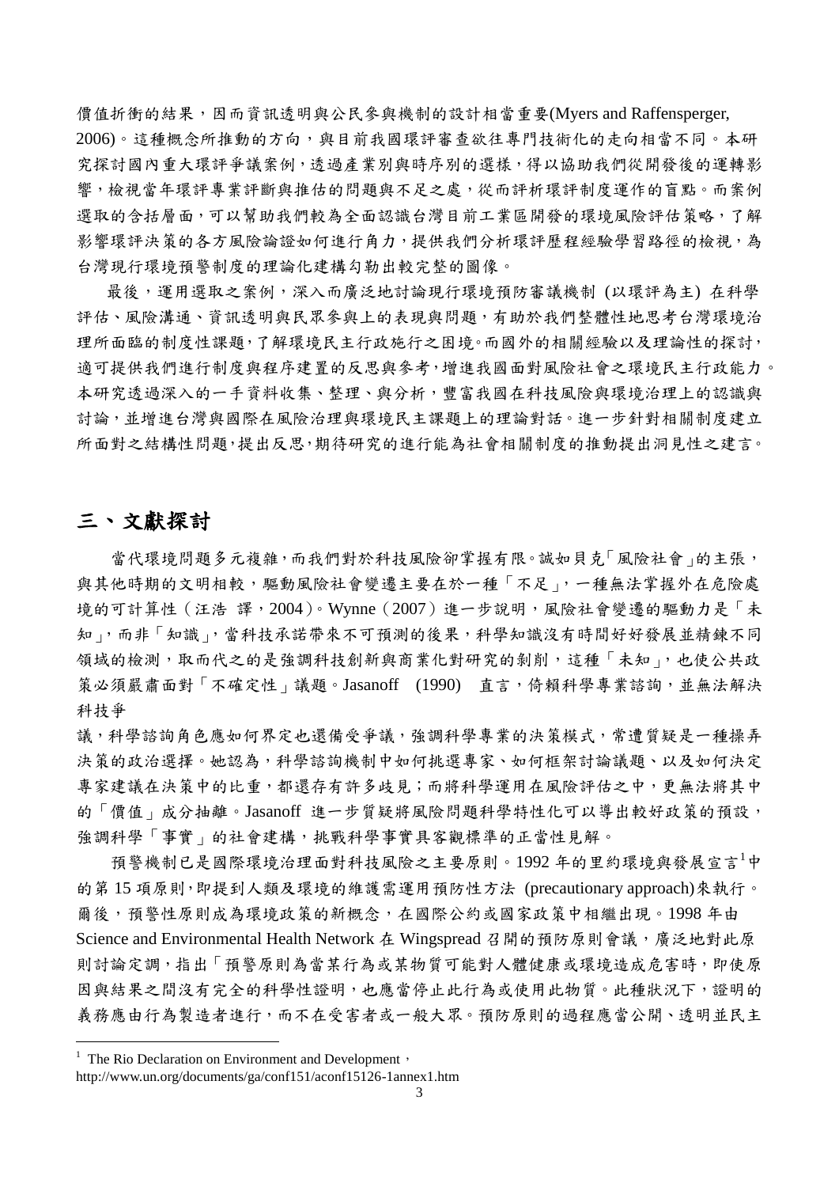價值折衝的結果，因而資訊透明與公民參與機制的設計相當重要(Myers and Raffensperger, 2006)。這種概念所推動的方向，與目前我國環評審查欲往專門技術化的走向相當不同。本研究探討國內重大環評爭議案例，透過產業別與時序別的選樣，得以協助我們從開發後的運轉影響，檢視當年環評專業評斷與推估的問題與不足之處，從而評析環評制度運作的盲點。而案例選取的含括層面，可以幫助我們較為全面認識台灣目前工業區開發的環境風險評估策略，了解影響環評決策的各方風險論證如何進行角力，提供我們分析環評歷程經驗學習路徑的檢視，為台灣現行環境預警制度的理論化建構勾勒出較完整的圖像。

最後，運用選取之案例，深入而廣泛地討論現行環境預防審議機制 (以環評為主) 在科學評估、風險溝通、資訊透明與民眾參與上的表現與問題，有助於我們整體性地思考台灣環境治理所面臨的制度性課題，了解環境民主行政施行之困境。而國外的相關經驗以及理論性的探討，適可提供我們進行制度與程序建置的反思與參考，增進我國面對風險社會之環境民主行政能力。本研究透過深入的一手資料收集、整理、與分析，豐富我國在科技風險與環境治理上的認識與討論，並增進台灣與國際在風險治理與環境民主課題上的理論對話。進一步針對相關制度建立所面對之結構性問題，提出反思，期待研究的進行能為社會相關制度的推動提出洞見性之建言。

## 三、文獻探討

當代環境問題多元複雜，而我們對於科技風險卻掌握有限。誠如貝克「風險社會」的主張，與其他時期的文明相較，驅動風險社會變遷主要在於一種「不足」，一種無法掌握外在危險處境的可計算性（汪浩 譯，2004）。Wynne（2007）進一步說明，風險社會變遷的驅動力是「未知」，而非「知識」，當科技承諾帶來不可預測的後果，科學知識沒有時間好好發展並精鍊不同領域的檢測，取而代之的是強調科技創新與商業化對研究的剝削，這種「未知」，也使公共政策必須嚴肅面對「不確定性」議題。Jasanoff (1990) 直言，倚賴科學專業諮詢，並無法解決科技爭議，科學諮詢角色應如何界定也還備受爭議，強調科學專業的決策模式，常遭質疑是一種操弄決策的政治選擇。她認為，科學諮詢機制中如何挑選專家、如何框架討論議題、以及如何決定專家建議在決策中的比重，都還存有許多歧見；而將科學運用在風險評估之中，更無法將其中的「價值」成分抽離。Jasanoff 進一步質疑將風險問題科學特性化可以導出較好政策的預設，強調科學「事實」的社會建構，挑戰科學事實具客觀標準的正當性見解。

預警機制已是國際環境治理面對科技風險之主要原則。1992 年的里約環境與發展宣言[1]中的第 15 項原則，即提到人類及環境的維護需運用預防性方法 (precautionary approach)來執行。爾後，預警性原則成為環境政策的新概念，在國際公約或國家政策中相繼出現。1998 年由 Science and Environmental Health Network 在 Wingspread 召開的預防原則會議，廣泛地對此原則討論定調，指出「預警原則為當某行為或某物質可能對人體健康或環境造成危害時，即使原因與結果之間沒有完全的科學性證明，也應當停止此行為或使用此物質。此種狀況下，證明的義務應由行為製造者進行，而不在受害者或一般大眾。預防原則的過程應當公開、透明並民主

[1] The Rio Declaration on Environment and Development，http://www.un.org/documents/ga/conf151/aconf15126-1annex1.htm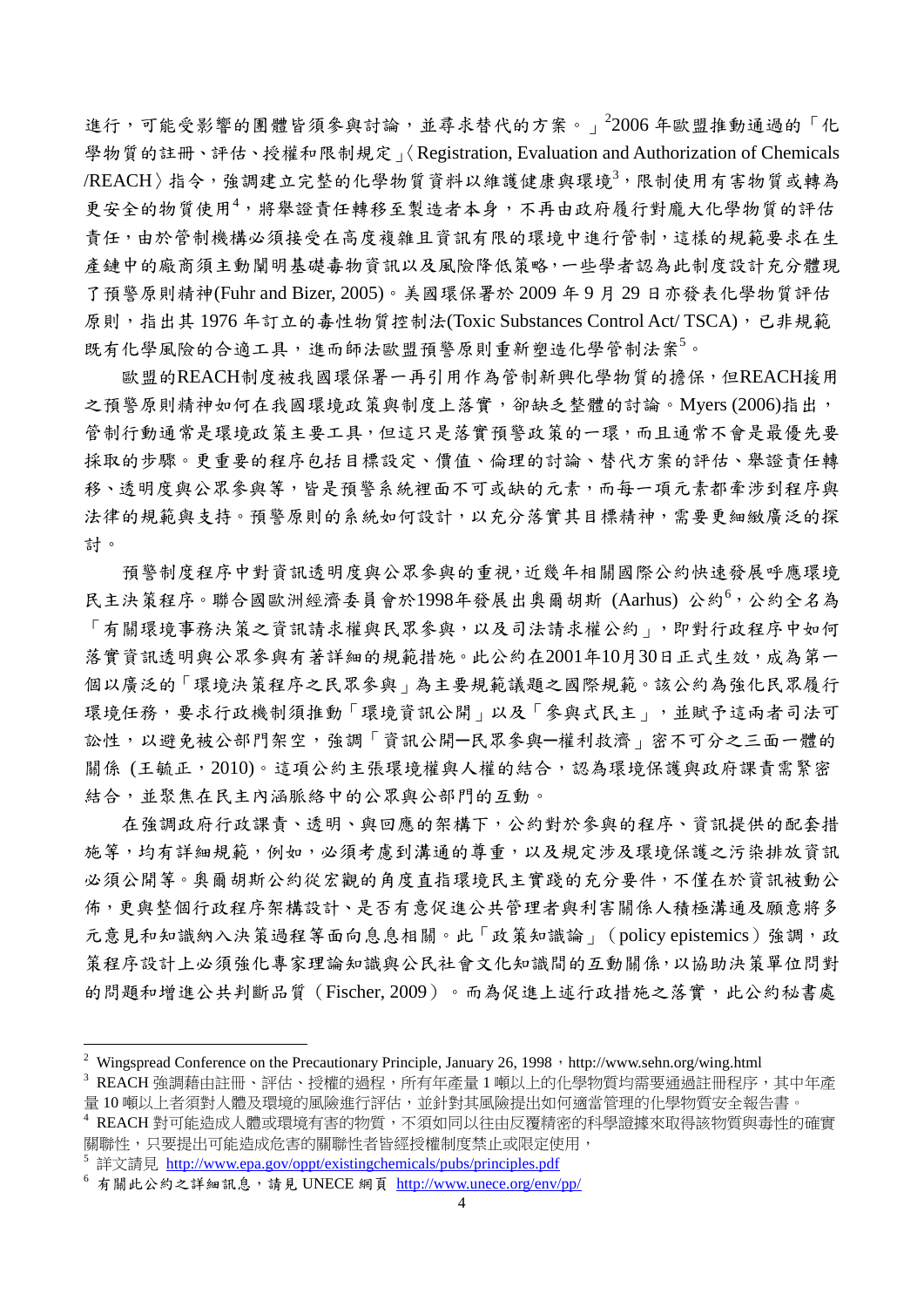進行，可能受影響的團體皆須參與討論，並尋求替代的方案。」[2]2006 年歐盟推動通過的「化學物質的註冊、評估、授權和限制規定」〈Registration, Evaluation and Authorization of Chemicals /REACH〉指令，強調建立完整的化學物質資料以維護健康與環境[3]，限制使用有害物質或轉為更安全的物質使用[4]，將舉證責任轉移至製造者本身，不再由政府履行對龐大化學物質的評估責任，由於管制機構必須接受在高度複雜且資訊有限的環境中進行管制，這樣的規範要求在生產鏈中的廠商須主動闡明基礎毒物資訊以及風險降低策略，一些學者認為此制度設計充分體現了預警原則精神(Fuhr and Bizer, 2005)。美國環保署於 2009 年 9 月 29 日亦發表化學物質評估原則，指出其 1976 年訂立的毒性物質控制法(Toxic Substances Control Act/ TSCA)，已非規範既有化學風險的合適工具，進而師法歐盟預警原則重新塑造化學管制法案[5]。

歐盟的REACH制度被我國環保署一再引用作為管制新興化學物質的擔保，但REACH援用之預警原則精神如何在我國環境政策與制度上落實，卻缺乏整體的討論。Myers (2006)指出，管制行動通常是環境政策主要工具，但這只是落實預警政策的一環，而且通常不會是最優先要採取的步驟。更重要的程序包括目標設定、價值、倫理的討論、替代方案的評估、舉證責任轉移、透明度與公眾參與等，皆是預警系統裡面不可或缺的元素，而每一項元素都牽涉到程序與法律的規範與支持。預警原則的系統如何設計，以充分落實其目標精神，需要更細緻廣泛的探討。

預警制度程序中對資訊透明度與公眾參與的重視，近幾年相關國際公約快速發展呼應環境民主決策程序。聯合國歐洲經濟委員會於1998年發展出奧爾胡斯 (Aarhus) 公約[6]，公約全名為「有關環境事務決策之資訊請求權與民眾參與，以及司法請求權公約」，即對行政程序中如何落實資訊透明與公眾參與有著詳細的規範措施。此公約在2001年10月30日正式生效，成為第一個以廣泛的「環境決策程序之民眾參與」為主要規範議題之國際規範。該公約為強化民眾履行環境任務，要求行政機制須推動「環境資訊公開」以及「參與式民主」，並賦予這兩者司法可訟性，以避免被公部門架空，強調「資訊公開—民眾參與—權利救濟」密不可分之三面一體的關係 (王毓正，2010)。這項公約主張環境權與人權的結合，認為環境保護與政府課責需緊密結合，並聚焦在民主內涵脈絡中的公眾與公部門的互動。

在強調政府行政課責、透明、與回應的架構下，公約對於參與的程序、資訊提供的配套措施等，均有詳細規範，例如，必須考慮到溝通的尊重，以及規定涉及環境保護之污染排放資訊必須公開等。奧爾胡斯公約從宏觀的角度直指環境民主實踐的充分要件，不僅在於資訊被動公佈，更與整個行政程序架構設計、是否有意促進公共管理者與利害關係人積極溝通及願意將多元意見和知識納入決策過程等面向息息相關。此「政策知識論」（policy epistemics）強調，政策程序設計上必須強化專家理論知識與公民社會文化知識間的互動關係，以協助決策單位問對的問題和增進公共判斷品質（Fischer, 2009）。而為促進上述行政措施之落實，此公約秘書處

---

[2] Wingspread Conference on the Precautionary Principle, January 26, 1998，http://www.sehn.org/wing.html

[3] REACH 強調藉由註冊、評估、授權的過程，所有年產量 1 噸以上的化學物質均需要通過註冊程序，其中年產量 10 噸以上者須對人體及環境的風險進行評估，並針對其風險提出如何適當管理的化學物質安全報告書。

[4] REACH 對可能造成人體或環境有害的物質，不須如同以往由反覆精密的科學證據來取得該物質與毒性的確實關聯性，只要提出可能造成危害的關聯性者皆經授權制度禁止或限定使用，

[5] 詳文請見 http://www.epa.gov/oppt/existingchemicals/pubs/principles.pdf

[6] 有關此公約之詳細訊息，請見 UNECE 網頁 http://www.unece.org/env/pp/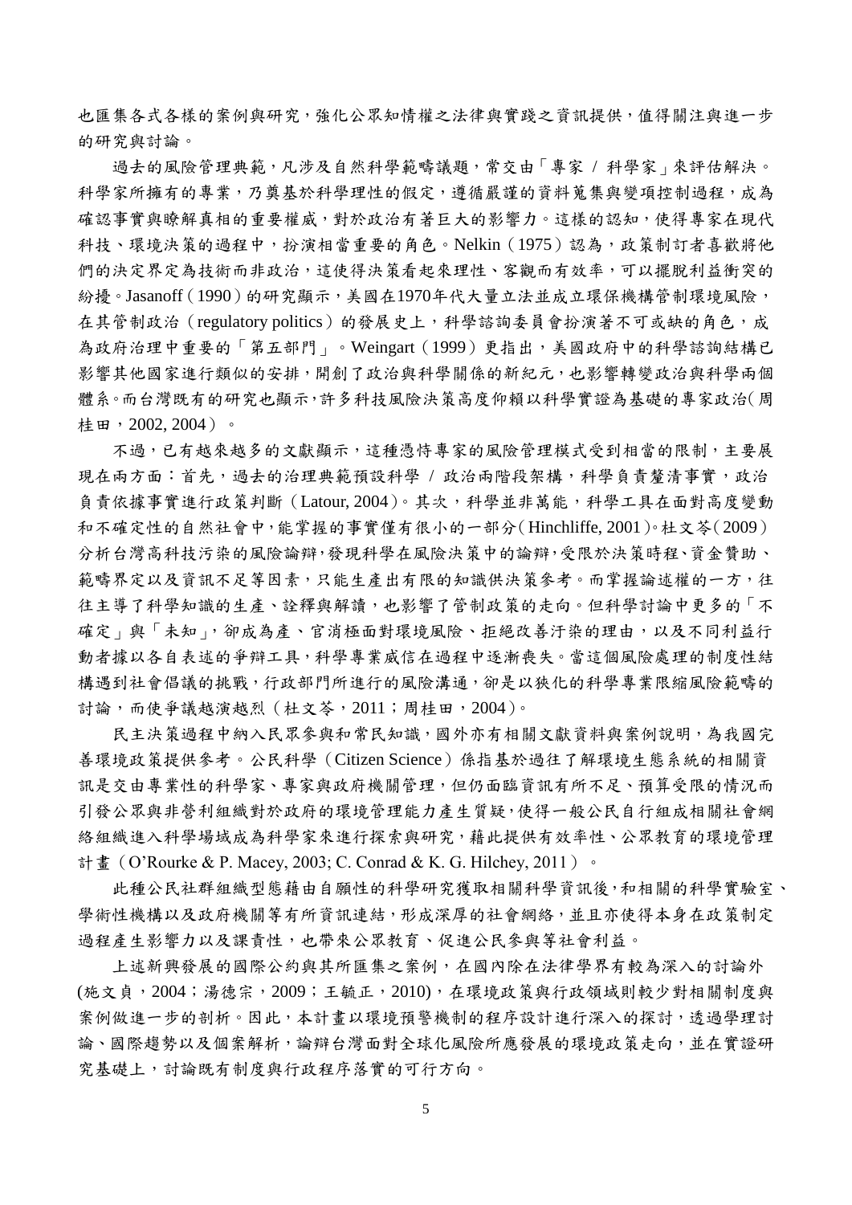也匯集各式各樣的案例與研究，強化公眾知情權之法律與實踐之資訊提供，值得關注與進一步的研究與討論。

過去的風險管理典範，凡涉及自然科學範疇議題，常交由「專家 / 科學家」來評估解決。科學家所擁有的專業，乃奠基於科學理性的假定，遵循嚴謹的資料蒐集與變項控制過程，成為確認事實與瞭解真相的重要權威，對於政治有著巨大的影響力。這樣的認知，使得專家在現代科技、環境決策的過程中，扮演相當重要的角色。Nelkin（1975）認為，政策制訂者喜歡將他們的決定界定為技術而非政治，這使得決策看起來理性、客觀而有效率，可以擺脫利益衝突的紛擾。Jasanoff（1990）的研究顯示，美國在1970年代大量立法並成立環保機構管制環境風險，在其管制政治（regulatory politics）的發展史上，科學諮詢委員會扮演著不可或缺的角色，成為政府治理中重要的「第五部門」。Weingart（1999）更指出，美國政府中的科學諮詢結構已影響其他國家進行類似的安排，開創了政治與科學關係的新紀元，也影響轉變政治與科學兩個體系。而台灣既有的研究也顯示，許多科技風險決策高度仰賴以科學實證為基礎的專家政治(周桂田，2002, 2004）。

不過，已有越來越多的文獻顯示，這種憑恃專家的風險管理模式受到相當的限制，主要展現在兩方面：首先，過去的治理典範預設科學 / 政治兩階段架構，科學負責釐清事實，政治負責依據事實進行政策判斷（Latour, 2004）。其次，科學並非萬能，科學工具在面對高度變動和不確定性的自然社會中，能掌握的事實僅有很小的一部分（Hinchliffe, 2001）。杜文苓（2009）分析台灣高科技污染的風險論辯，發現科學在風險決策中的論辯，受限於決策時程、資金贊助、範疇界定以及資訊不足等因素，只能生產出有限的知識供決策參考。而掌握論述權的一方，往往主導了科學知識的生產、詮釋與解讀，也影響了管制政策的走向。但科學討論中更多的「不確定」與「未知」，卻成為產、官消極面對環境風險、拒絕改善汙染的理由，以及不同利益行動者據以各自表述的爭辯工具，科學專業威信在過程中逐漸喪失。當這個風險處理的制度性結構遇到社會倡議的挑戰，行政部門所進行的風險溝通，卻是以狹化的科學專業限縮風險範疇的討論，而使爭議越演越烈（杜文苓，2011；周桂田，2004）。

民主決策過程中納入民眾參與和常民知識，國外亦有相關文獻資料與案例說明，為我國完善環境政策提供參考。公民科學（Citizen Science）係指基於過往了解環境生態系統的相關資訊是交由專業性的科學家、專家與政府機關管理，但仍面臨資訊有所不足、預算受限的情況而引發公眾與非營利組織對於政府的環境管理能力產生質疑，使得一般公民自行組成相關社會網絡組織進入科學場域成為科學家來進行探索與研究，藉此提供有效率性、公眾教育的環境管理計畫（O'Rourke & P. Macey, 2003; C. Conrad & K. G. Hilchey, 2011）。

此種公民社群組織型態藉由自願性的科學研究獲取相關科學資訊後，和相關的科學實驗室、學術性機構以及政府機關等有所資訊連結，形成深厚的社會網絡，並且亦使得本身在政策制定過程產生影響力以及課責性，也帶來公眾教育、促進公民參與等社會利益。

上述新興發展的國際公約與其所匯集之案例，在國內除在法律學界有較為深入的討論外(施文貞，2004；湯德宗，2009；王毓正，2010)，在環境政策與行政領域則較少對相關制度與案例做進一步的剖析。因此，本計畫以環境預警機制的程序設計進行深入的探討，透過學理討論、國際趨勢以及個案解析，論辯台灣面對全球化風險所應發展的環境政策走向，並在實證研究基礎上，討論既有制度與行政程序落實的可行方向。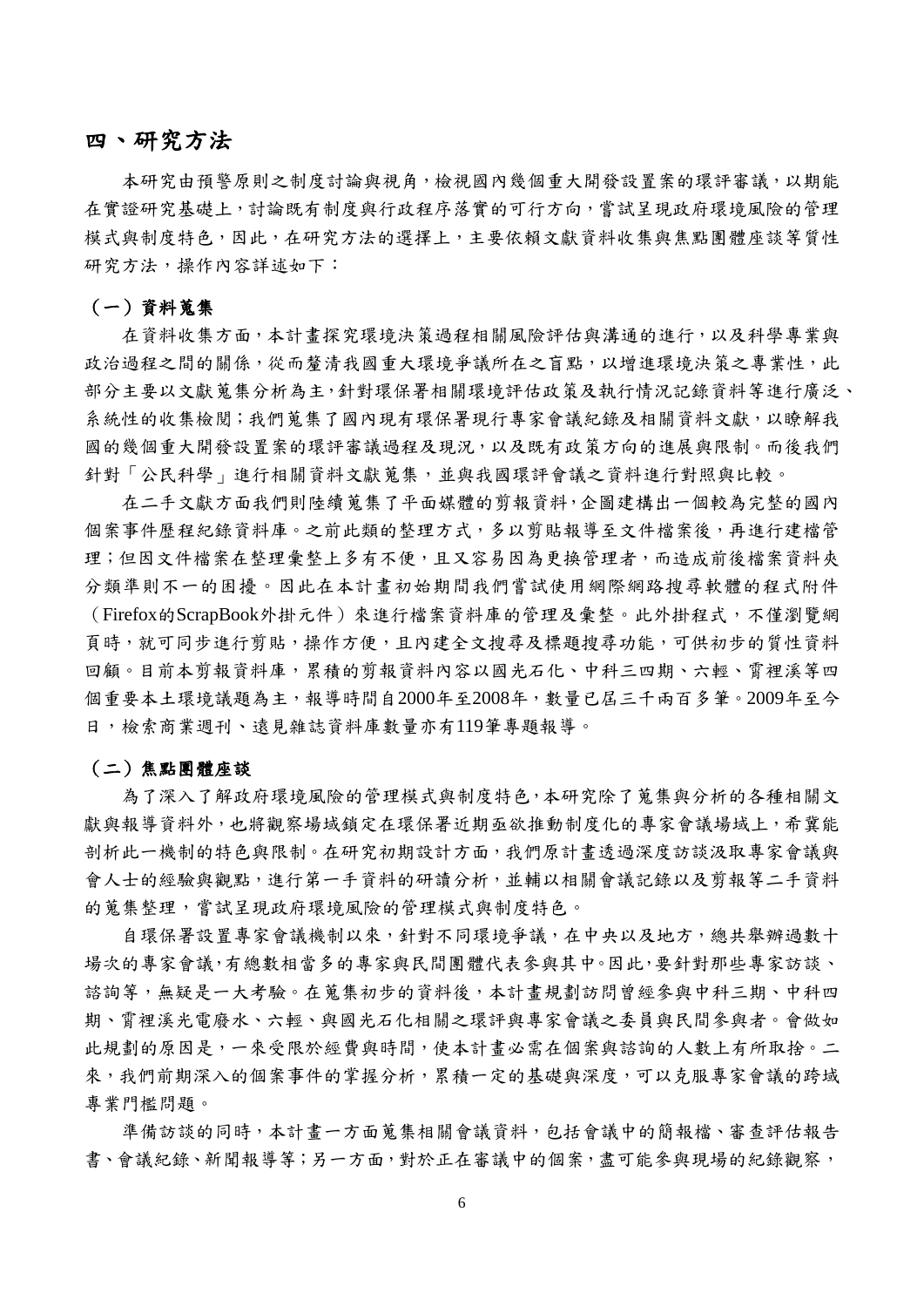## 四、研究方法

本研究由預警原則之制度討論與視角，檢視國內幾個重大開發設置案的環評審議，以期能在實證研究基礎上，討論既有制度與行政程序落實的可行方向，嘗試呈現政府環境風險的管理模式與制度特色，因此，在研究方法的選擇上，主要依賴文獻資料收集與焦點團體座談等質性研究方法，操作內容詳述如下：

### （一）資料蒐集

在資料收集方面，本計畫探究環境決策過程相關風險評估與溝通的進行，以及科學專業與政治過程之間的關係，從而釐清我國重大環境爭議所在之盲點，以增進環境決策之專業性，此部分主要以文獻蒐集分析為主，針對環保署相關環境評估政策及執行情況記錄資料等進行廣泛、系統性的收集檢閱；我們蒐集了國內現有環保署現行專家會議紀錄及相關資料文獻，以瞭解我國的幾個重大開發設置案的環評審議過程及現況，以及既有政策方向的進展與限制。而後我們針對「公民科學」進行相關資料文獻蒐集，並與我國環評會議之資料進行對照與比較。

在二手文獻方面我們則陸續蒐集了平面媒體的剪報資料，企圖建構出一個較為完整的國內個案事件歷程紀錄資料庫。之前此類的整理方式，多以剪貼報導至文件檔案後，再進行建檔管理；但因文件檔案在整理彙整上多有不便，且又容易因為更換管理者，而造成前後檔案資料夾分類準則不一的困擾。因此在本計畫初始期間我們嘗試使用網際網路搜尋軟體的程式附件（Firefox的ScrapBook外掛元件）來進行檔案資料庫的管理及彙整。此外掛程式，不僅瀏覽網頁時，就可同步進行剪貼，操作方便，且內建全文搜尋及標題搜尋功能，可供初步的質性資料回顧。目前本剪報資料庫，累積的剪報資料內容以國光石化、中科三四期、六輕、霄裡溪等四個重要本土環境議題為主，報導時間自2000年至2008年，數量已居三千兩百多筆。2009年至今日，檢索商業週刊、遠見雜誌資料庫數量亦有119筆專題報導。

### （二）焦點團體座談

為了深入了解政府環境風險的管理模式與制度特色，本研究除了蒐集與分析的各種相關文獻與報導資料外，也將觀察場域鎖定在環保署近期亟欲推動制度化的專家會議場域上，希冀能剖析此一機制的特色與限制。在研究初期設計方面，我們原計畫透過深度訪談汲取專家會議與會人士的經驗與觀點，進行第一手資料的研讀分析，並輔以相關會議記錄以及剪報等二手資料的蒐集整理，嘗試呈現政府環境風險的管理模式與制度特色。

自環保署設置專家會議機制以來，針對不同環境爭議，在中央以及地方，總共舉辦過數十場次的專家會議，有總數相當多的專家與民間團體代表參與其中。因此，要針對那些專家訪談、諮詢等，無疑是一大考驗。在蒐集初步的資料後，本計畫規劃訪問曾經參與中科三期、中科四期、霄裡溪光電廢水、六輕、與國光石化相關之環評與專家會議之委員與民間參與者。會做如此規劃的原因是，一來受限於經費與時間，使本計畫必需在個案與諮詢的人數上有所取捨。二來，我們前期深入的個案事件的掌握分析，累積一定的基礎與深度，可以克服專家會議的跨域專業門檻問題。

準備訪談的同時，本計畫一方面蒐集相關會議資料，包括會議中的簡報檔、審查評估報告書、會議紀錄、新聞報導等；另一方面，對於正在審議中的個案，盡可能參與現場的紀錄觀察，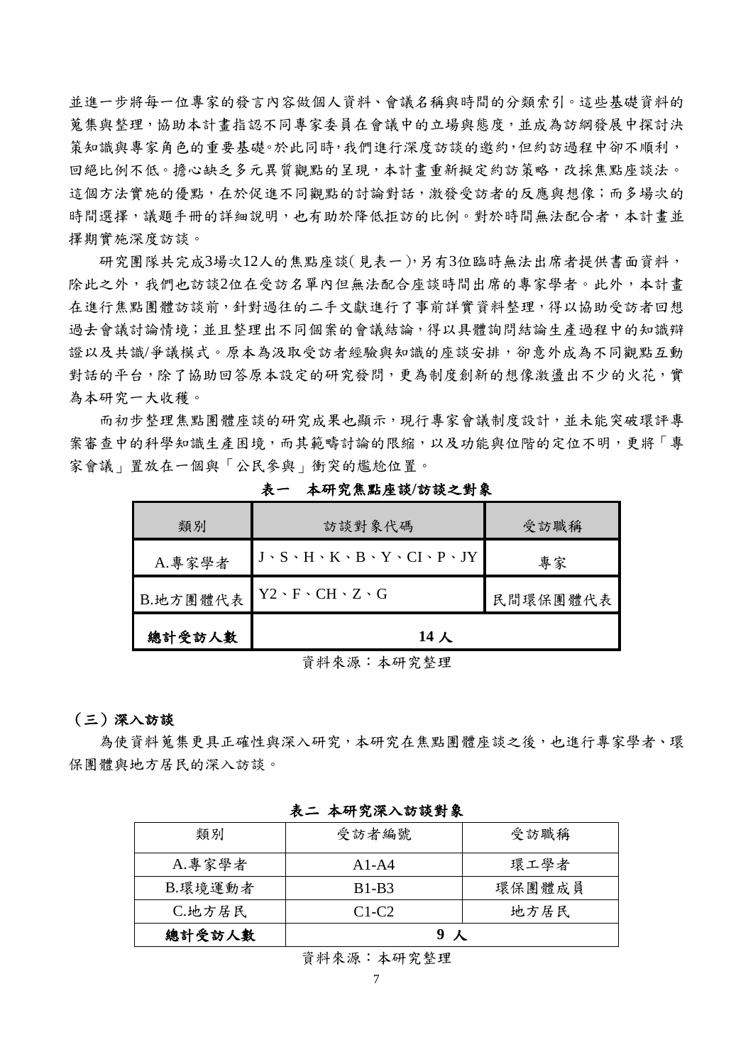並進一步將每一位專家的發言內容做個人資料、會議名稱與時間的分類索引。這些基礎資料的蒐集與整理，協助本計畫指認不同專家委員在會議中的立場與態度，並成為訪綱發展中探討決策知識與專家角色的重要基礎。於此同時，我們進行深度訪談的邀約，但約訪過程中卻不順利，回絕比例不低。擔心缺乏多元異質觀點的呈現，本計畫重新擬定約訪策略，改採焦點座談法。這個方法實施的優點，在於促進不同觀點的討論對話，激發受訪者的反應與想像；而多場次的時間選擇，議題手冊的詳細說明，也有助於降低拒訪的比例。對於時間無法配合者，本計畫並擇期實施深度訪談。

研究團隊共完成3場次12人的焦點座談(見表一)，另有3位臨時無法出席者提供書面資料，除此之外，我們也訪談2位在受訪名單內但無法配合座談時間出席的專家學者。此外，本計畫在進行焦點團體訪談前，針對過往的二手文獻進行了事前詳實資料整理，得以協助受訪者回想過去會議討論情境；並且整理出不同個案的會議結論，得以具體詢問結論生產過程中的知識辯證以及共識/爭議模式。原本為汲取受訪者經驗與知識的座談安排，卻意外成為不同觀點互動對話的平台，除了協助回答原本設定的研究發問，更為制度創新的想像激盪出不少的火花，實為本研究一大收穫。

而初步整理焦點團體座談的研究成果也顯示，現行專家會議制度設計，並未能突破環評專案審查中的科學知識生產困境，而其範疇討論的限縮，以及功能與位階的定位不明，更將「專家會議」置放在一個與「公民參與」衝突的尷尬位置。

**表一　本研究焦點座談/訪談之對象**

| 類別 | 訪談對象代碼 | 受訪職稱 |
|---|---|---|
| A.專家學者 | J、S、H、K、B、Y、CI、P、JY | 專家 |
| B.地方團體代表 | Y2、F、CH、Z、G | 民間環保團體代表 |
| **總計受訪人數** | **14 人** | |

資料來源：本研究整理

### （三）深入訪談

為使資料蒐集更具正確性與深入研究，本研究在焦點團體座談之後，也進行專家學者、環保團體與地方居民的深入訪談。

**表二 本研究深入訪談對象**

| 類別 | 受訪者編號 | 受訪職稱 |
|---|---|---|
| A.專家學者 | A1-A4 | 環工學者 |
| B.環境運動者 | B1-B3 | 環保團體成員 |
| C.地方居民 | C1-C2 | 地方居民 |
| **總計受訪人數** | **9 人** | |

資料來源：本研究整理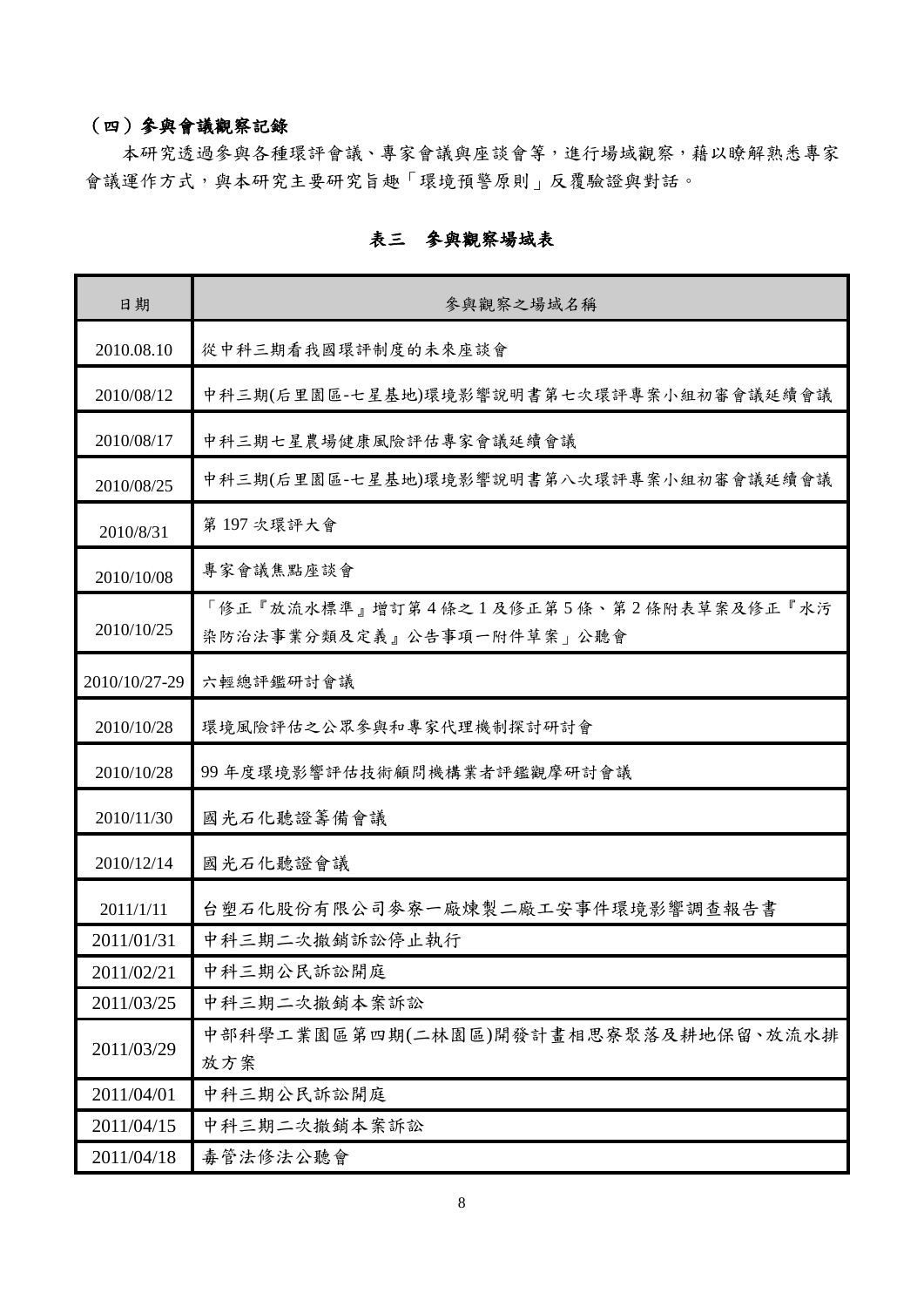### （四）參與會議觀察記錄

本研究透過參與各種環評會議、專家會議與座談會等，進行場域觀察，藉以瞭解熟悉專家會議運作方式，與本研究主要研究旨趣「環境預警原則」反覆驗證與對話。

**表三　參與觀察場域表**

| 日期 | 參與觀察之場域名稱 |
| --- | --- |
| 2010.08.10 | 從中科三期看我國環評制度的未來座談會 |
| 2010/08/12 | 中科三期(后里園區-七星基地)環境影響說明書第七次環評專案小組初審會議延續會議 |
| 2010/08/17 | 中科三期七星農場健康風險評估專家會議延續會議 |
| 2010/08/25 | 中科三期(后里園區-七星基地)環境影響說明書第八次環評專案小組初審會議延續會議 |
| 2010/8/31 | 第 197 次環評大會 |
| 2010/10/08 | 專家會議焦點座談會 |
| 2010/10/25 | 「修正『放流水標準』增訂第 4 條之 1 及修正第 5 條、第 2 條附表草案及修正『水污染防治法事業分類及定義』公告事項一附件草案」公聽會 |
| 2010/10/27-29 | 六輕總評鑑研討會議 |
| 2010/10/28 | 環境風險評估之公眾參與和專家代理機制探討研討會 |
| 2010/10/28 | 99 年度環境影響評估技術顧問機構業者評鑑觀摩研討會議 |
| 2010/11/30 | 國光石化聽證籌備會議 |
| 2010/12/14 | 國光石化聽證會議 |
| 2011/1/11 | 台塑石化股份有限公司麥寮一廠煉製二廠工安事件環境影響調查報告書 |
| 2011/01/31 | 中科三期二次撤銷訴訟停止執行 |
| 2011/02/21 | 中科三期公民訴訟開庭 |
| 2011/03/25 | 中科三期二次撤銷本案訴訟 |
| 2011/03/29 | 中部科學工業園區第四期(二林園區)開發計畫相思寮聚落及耕地保留、放流水排放方案 |
| 2011/04/01 | 中科三期公民訴訟開庭 |
| 2011/04/15 | 中科三期二次撤銷本案訴訟 |
| 2011/04/18 | 毒管法修法公聽會 |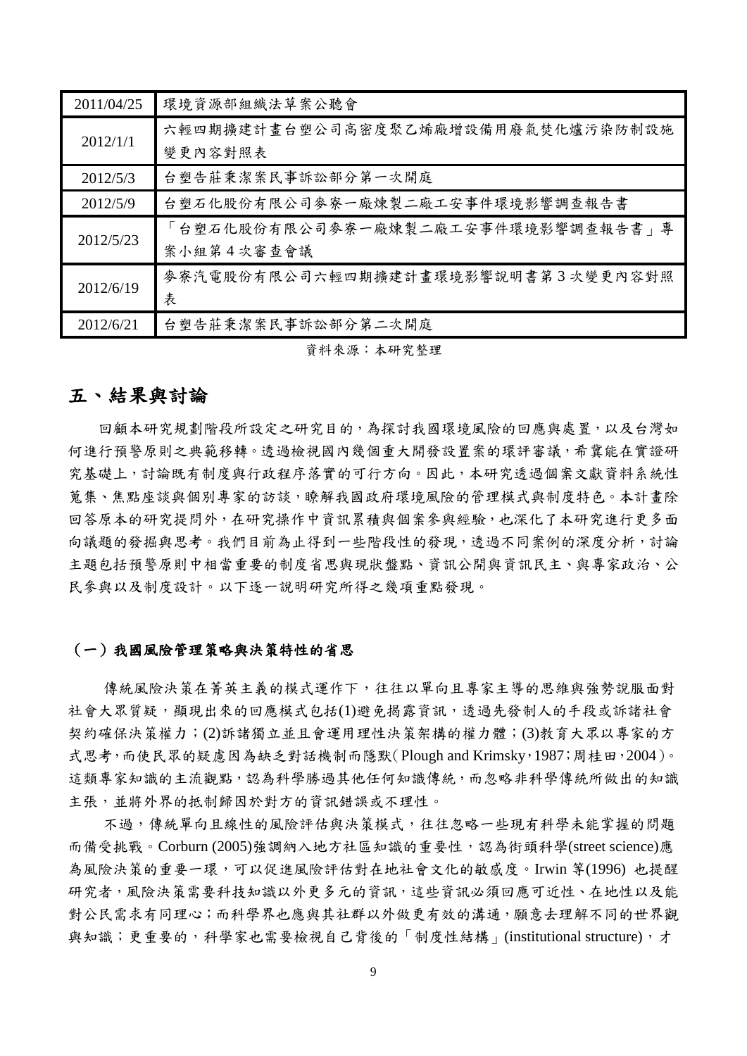| 2011/04/25 | 環境資源部組織法草案公聽會 |
| --- | --- |
| 2012/1/1 | 六輕四期擴建計畫台塑公司高密度聚乙烯廠增設備用廢氣焚化爐污染防制設施變更內容對照表 |
| 2012/5/3 | 台塑告莊秉潔案民事訴訟部分第一次開庭 |
| 2012/5/9 | 台塑石化股份有限公司麥寮一廠煉製二廠工安事件環境影響調查報告書 |
| 2012/5/23 | 「台塑石化股份有限公司麥寮一廠煉製二廠工安事件環境影響調查報告書」專案小組第 4 次審查會議 |
| 2012/6/19 | 麥寮汽電股份有限公司六輕四期擴建計畫環境影響說明書第 3 次變更內容對照表 |
| 2012/6/21 | 台塑告莊秉潔案民事訴訟部分第二次開庭 |

資料來源：本研究整理

## 五、結果與討論

回顧本研究規劃階段所設定之研究目的，為探討我國環境風險的回應與處置，以及台灣如何進行預警原則之典範移轉。透過檢視國內幾個重大開發設置案的環評審議，希冀能在實證研究基礎上，討論既有制度與行政程序落實的可行方向。因此，本研究透過個案文獻資料系統性蒐集、焦點座談與個別專家的訪談，瞭解我國政府環境風險的管理模式與制度特色。本計畫除回答原本的研究提問外，在研究操作中資訊累積與個案參與經驗，也深化了本研究進行更多面向議題的發掘與思考。我們目前為止得到一些階段性的發現，透過不同案例的深度分析，討論主題包括預警原則中相當重要的制度省思與現狀盤點、資訊公開與資訊民主、與專家政治、公民參與以及制度設計。以下逐一說明研究所得之幾項重點發現。

### （一）我國風險管理策略與決策特性的省思

傳統風險決策在菁英主義的模式運作下，往往以單向且專家主導的思維與強勢說服面對社會大眾質疑，顯現出來的回應模式包括(1)避免揭露資訊，透過先發制人的手段或訴諸社會契約確保決策權力；(2)訴諸獨立並且會運用理性決策架構的權力體；(3)教育大眾以專家的方式思考，而使民眾的疑慮因為缺乏對話機制而隱默（Plough and Krimsky，1987；周桂田，2004）。這類專家知識的主流觀點，認為科學勝過其他任何知識傳統，而忽略非科學傳統所做出的知識主張，並將外界的抵制歸因於對方的資訊錯誤或不理性。

不過，傳統單向且線性的風險評估與決策模式，往往忽略一些現有科學未能掌握的問題而備受挑戰。Corburn (2005)強調納入地方社區知識的重要性，認為街頭科學(street science)應為風險決策的重要一環，可以促進風險評估對在地社會文化的敏感度。Irwin 等(1996) 也提醒研究者，風險決策需要科技知識以外更多元的資訊，這些資訊必須回應可近性、在地性以及能對公民需求有同理心；而科學界也應與其社群以外做更有效的溝通，願意去理解不同的世界觀與知識；更重要的，科學家也需要檢視自己背後的「制度性結構」(institutional structure)，才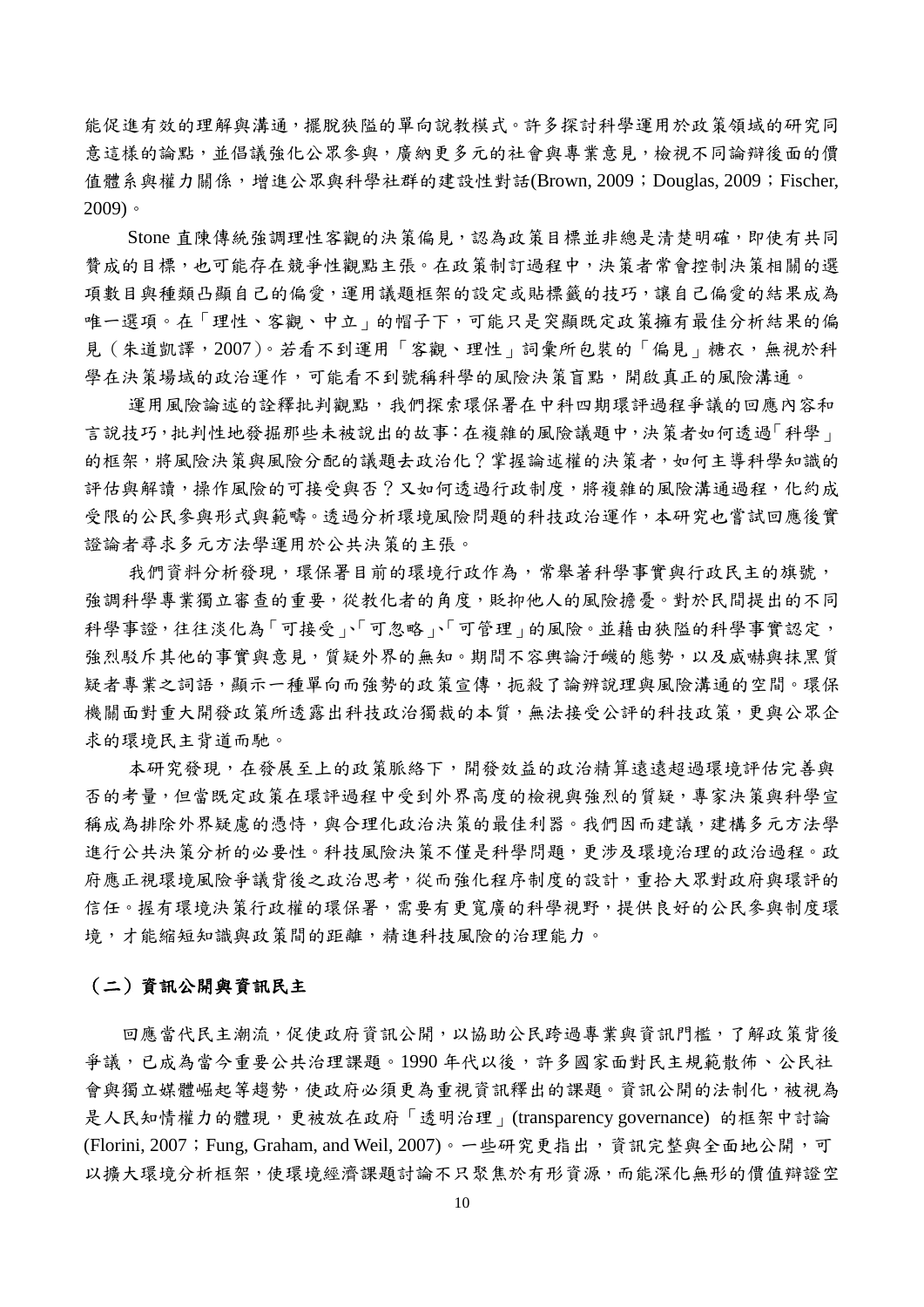能促進有效的理解與溝通，擺脫狹隘的單向說教模式。許多探討科學運用於政策領域的研究同意這樣的論點，並倡議強化公眾參與，廣納更多元的社會與專業意見，檢視不同論辯後面的價值體系與權力關係，增進公眾與科學社群的建設性對話(Brown, 2009；Douglas, 2009；Fischer, 2009)。

Stone 直陳傳統強調理性客觀的決策偏見，認為政策目標並非總是清楚明確，即使有共同贊成的目標，也可能存在競爭性觀點主張。在政策制訂過程中，決策者常會控制決策相關的選項數目與種類凸顯自己的偏愛，運用議題框架的設定或貼標籤的技巧，讓自己偏愛的結果成為唯一選項。在「理性、客觀、中立」的帽子下，可能只是突顯既定政策擁有最佳分析結果的偏見（朱道凱譯，2007）。若看不到運用「客觀、理性」詞彙所包裝的「偏見」糖衣，無視於科學在決策場域的政治運作，可能看不到號稱科學的風險決策盲點，開啟真正的風險溝通。

運用風險論述的詮釋批判觀點，我們探索環保署在中科四期環評過程爭議的回應內容和言說技巧，批判性地發掘那些未被說出的故事：在複雜的風險議題中，決策者如何透過「科學」的框架，將風險決策與風險分配的議題去政治化？掌握論述權的決策者，如何主導科學知識的評估與解讀，操作風險的可接受與否？又如何透過行政制度，將複雜的風險溝通過程，化約成受限的公民參與形式與範疇。透過分析環境風險問題的科技政治運作，本研究也嘗試回應後實證論者尋求多元方法學運用於公共決策的主張。

我們資料分析發現，環保署目前的環境行政作為，常舉著科學事實與行政民主的旗號，強調科學專業獨立審查的重要，從教化者的角度，貶抑他人的風險擔憂。對於民間提出的不同科學事證，往往淡化為「可接受」、「可忽略」、「可管理」的風險。並藉由狹隘的科學事實認定，強烈駁斥其他的事實與意見，質疑外界的無知。期間不容輿論汙衊的態勢，以及威嚇與抹黑質疑者專業之詞語，顯示一種單向而強勢的政策宣傳，扼殺了論辨說理與風險溝通的空間。環保機關面對重大開發政策所透露出科技政治獨裁的本質，無法接受公評的科技政策，更與公眾企求的環境民主背道而馳。

本研究發現，在發展至上的政策脈絡下，開發效益的政治精算遠遠超過環境評估完善與否的考量，但當既定政策在環評過程中受到外界高度的檢視與強烈的質疑，專家決策與科學宣稱成為排除外界疑慮的憑恃，與合理化政治決策的最佳利器。我們因而建議，建構多元方法學進行公共決策分析的必要性。科技風險決策不僅是科學問題，更涉及環境治理的政治過程。政府應正視環境風險爭議背後之政治思考，從而強化程序制度的設計，重拾大眾對政府與環評的信任。握有環境決策行政權的環保署，需要有更寬廣的科學視野，提供良好的公民參與制度環境，才能縮短知識與政策間的距離，精進科技風險的治理能力。

### （二）資訊公開與資訊民主

回應當代民主潮流，促使政府資訊公開，以協助公民跨過專業與資訊門檻，了解政策背後爭議，已成為當今重要公共治理課題。1990 年代以後，許多國家面對民主規範散佈、公民社會與獨立媒體崛起等趨勢，使政府必須更為重視資訊釋出的課題。資訊公開的法制化，被視為是人民知情權力的體現，更被放在政府「透明治理」(transparency governance) 的框架中討論(Florini, 2007；Fung, Graham, and Weil, 2007)。一些研究更指出，資訊完整與全面地公開，可以擴大環境分析框架，使環境經濟課題討論不只聚焦於有形資源，而能深化無形的價值辯證空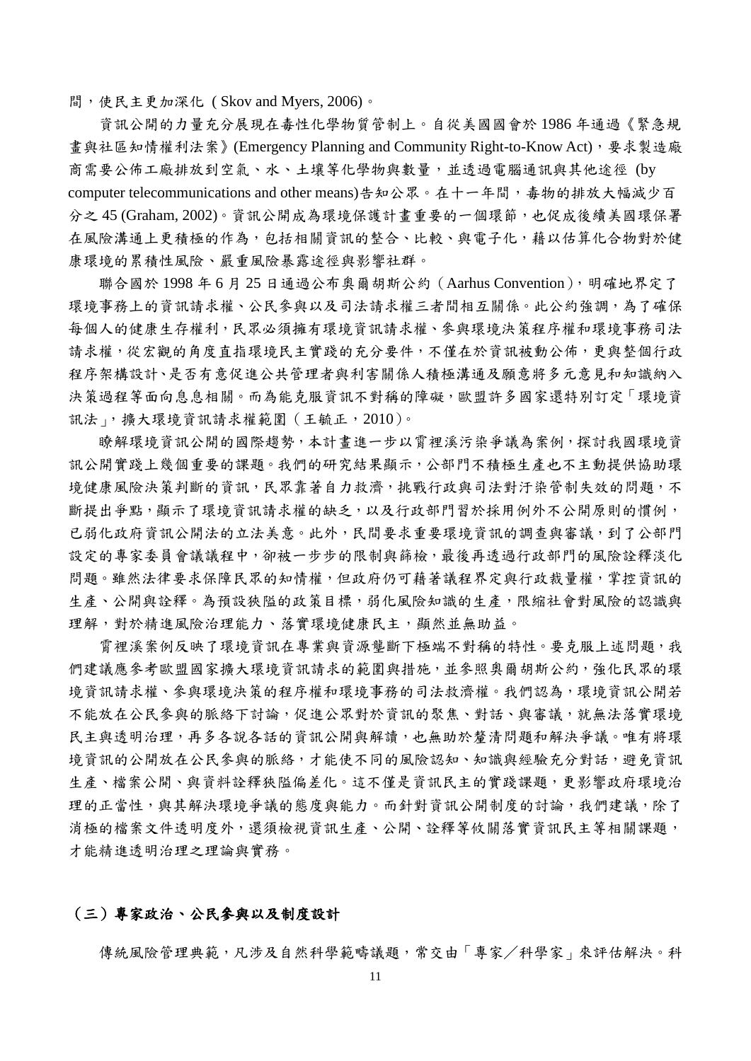間，使民主更加深化（Skov and Myers, 2006）。

資訊公開的力量充分展現在毒性化學物質管制上。自從美國國會於 1986 年通過《緊急規畫與社區知情權利法案》(Emergency Planning and Community Right-to-Know Act)，要求製造廠商需要公佈工廠排放到空氣、水、土壤等化學物與數量，並透過電腦通訊與其他途徑 (by computer telecommunications and other means)告知公眾。在十一年間，毒物的排放大幅減少百分之 45 (Graham, 2002)。資訊公開成為環境保護計畫重要的一個環節，也促成後續美國環保署在風險溝通上更積極的作為，包括相關資訊的整合、比較、與電子化，藉以估算化合物對於健康環境的累積性風險、嚴重風險暴露途徑與影響社群。

聯合國於 1998 年 6 月 25 日通過公布奧爾胡斯公約（Aarhus Convention），明確地界定了環境事務上的資訊請求權、公民參與以及司法請求權三者間相互關係。此公約強調，為了確保每個人的健康生存權利，民眾必須擁有環境資訊請求權、參與環境決策程序權和環境事務司法請求權，從宏觀的角度直指環境民主實踐的充分要件，不僅在於資訊被動公佈，更與整個行政程序架構設計、是否有意促進公共管理者與利害關係人積極溝通及願意將多元意見和知識納入決策過程等面向息息相關。而為能克服資訊不對稱的障礙，歐盟許多國家還特別訂定「環境資訊法」，擴大環境資訊請求權範圍（王毓正，2010）。

瞭解環境資訊公開的國際趨勢，本計畫進一步以霄裡溪污染爭議為案例，探討我國環境資訊公開實踐上幾個重要的課題。我們的研究結果顯示，公部門不積極生產也不主動提供協助環境健康風險決策判斷的資訊，民眾靠著自力救濟，挑戰行政與司法對汙染管制失效的問題，不斷提出爭點，顯示了環境資訊請求權的缺乏，以及行政部門習於採用例外不公開原則的慣例，已弱化政府資訊公開法的立法美意。此外，民間要求重要環境資訊的調查與審議，到了公部門設定的專家委員會議議程中，卻被一步步的限制與篩檢，最後再透過行政部門的風險詮釋淡化問題。雖然法律要求保障民眾的知情權，但政府仍可藉著議程界定與行政裁量權，掌控資訊的生產、公開與詮釋。為預設狹隘的政策目標，弱化風險知識的生產，限縮社會對風險的認識與理解，對於精進風險治理能力、落實環境健康民主，顯然並無助益。

霄裡溪案例反映了環境資訊在專業與資源壟斷下極端不對稱的特性。要克服上述問題，我們建議應參考歐盟國家擴大環境資訊請求的範圍與措施，並參照奧爾胡斯公約，強化民眾的環境資訊請求權、參與環境決策的程序權和環境事務的司法救濟權。我們認為，環境資訊公開若不能放在公民參與的脈絡下討論，促進公眾對於資訊的聚焦、對話、與審議，就無法落實環境民主與透明治理，再多各說各話的資訊公開與解讀，也無助於釐清問題和解決爭議。唯有將環境資訊的公開放在公民參與的脈絡，才能使不同的風險認知、知識與經驗充分對話，避免資訊生產、檔案公開、與資料詮釋狹隘偏差化。這不僅是資訊民主的實踐課題，更影響政府環境治理的正當性，與其解決環境爭議的態度與能力。而針對資訊公開制度的討論，我們建議，除了消極的檔案文件透明度外，還須檢視資訊生產、公開、詮釋等攸關落實資訊民主等相關課題，才能精進透明治理之理論與實務。

### （三）專家政治、公民參與以及制度設計

傳統風險管理典範，凡涉及自然科學範疇議題，常交由「專家／科學家」來評估解決。科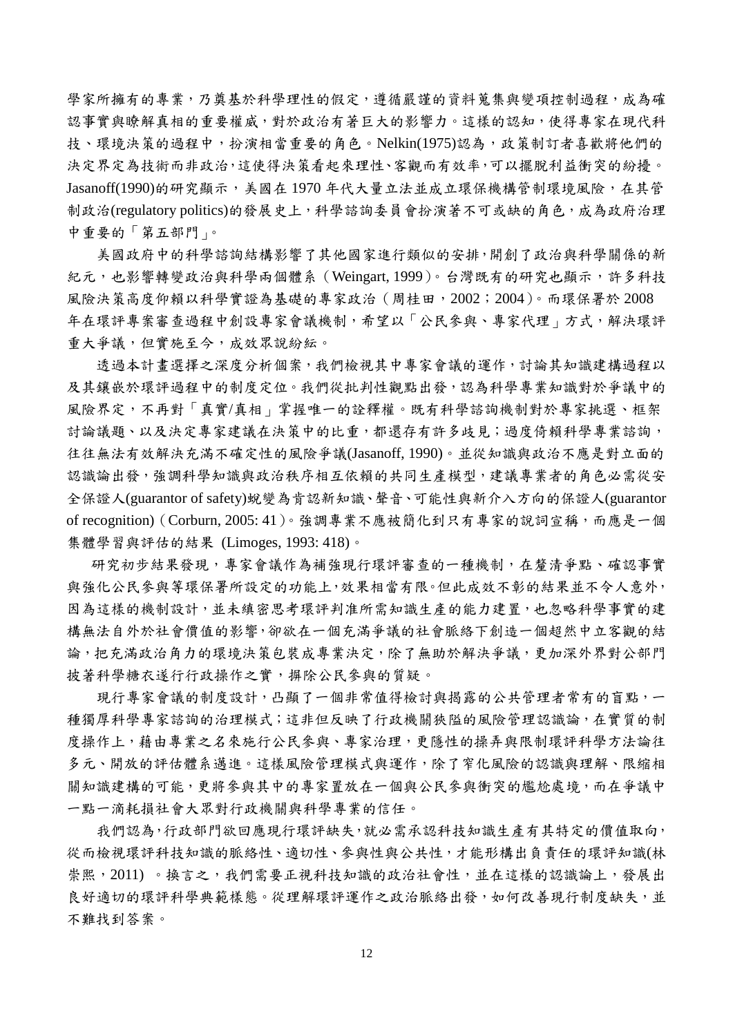學家所擁有的專業，乃奠基於科學理性的假定，遵循嚴謹的資料蒐集與變項控制過程，成為確認事實與瞭解真相的重要權威，對於政治有著巨大的影響力。這樣的認知，使得專家在現代科技、環境決策的過程中，扮演相當重要的角色。Nelkin(1975)認為，政策制訂者喜歡將他們的決定界定為技術而非政治，這使得決策看起來理性、客觀而有效率，可以擺脫利益衝突的紛擾。Jasanoff(1990)的研究顯示，美國在 1970 年代大量立法並成立環保機構管制環境風險，在其管制政治(regulatory politics)的發展史上，科學諮詢委員會扮演著不可或缺的角色，成為政府治理中重要的「第五部門」。

美國政府中的科學諮詢結構影響了其他國家進行類似的安排，開創了政治與科學關係的新紀元，也影響轉變政治與科學兩個體系（Weingart, 1999）。台灣既有的研究也顯示，許多科技風險決策高度仰賴以科學實證為基礎的專家政治（周桂田，2002；2004）。而環保署於 2008 年在環評專案審查過程中創設專家會議機制，希望以「公民參與、專家代理」方式，解決環評重大爭議，但實施至今，成效眾說紛紜。

透過本計畫選擇之深度分析個案，我們檢視其中專家會議的運作，討論其知識建構過程以及其鑲嵌於環評過程中的制度定位。我們從批判性觀點出發，認為科學專業知識對於爭議中的風險界定，不再對「真實/真相」掌握唯一的詮釋權。既有科學諮詢機制對於專家挑選、框架討論議題、以及決定專家建議在決策中的比重，都還存有許多歧見；過度倚賴科學專業諮詢，往往無法有效解決充滿不確定性的風險爭議(Jasanoff, 1990)。並從知識與政治不應是對立面的認識論出發，強調科學知識與政治秩序相互依賴的共同生產模型，建議專業者的角色必需從安全保證人(guarantor of safety)蛻變為肯認新知識、聲音、可能性與新介入方向的保證人(guarantor of recognition)（Corburn, 2005: 41）。強調專業不應被簡化到只有專家的說詞宣稱，而應是一個集體學習與評估的結果 (Limoges, 1993: 418)。

研究初步結果發現，專家會議作為補強現行環評審查的一種機制，在釐清爭點、確認事實與強化公民參與等環保署所設定的功能上，效果相當有限。但此成效不彰的結果並不令人意外，因為這樣的機制設計，並未縝密思考環評判准所需知識生產的能力建置，也忽略科學事實的建構無法自外於社會價值的影響，卻欲在一個充滿爭議的社會脈絡下創造一個超然中立客觀的結論，把充滿政治角力的環境決策包裝成專業決定，除了無助於解決爭議，更加深外界對公部門披著科學糖衣遂行行政操作之實，摒除公民參與的質疑。

現行專家會議的制度設計，凸顯了一個非常值得檢討與揭露的公共管理者常有的盲點，一種獨厚科學專家諮詢的治理模式；這非但反映了行政機關狹隘的風險管理認識論，在實質的制度操作上，藉由專業之名來施行公民參與、專家治理，更隱性的操弄與限制環評科學方法論往多元、開放的評估體系邁進。這樣風險管理模式與運作，除了窄化風險的認識與理解、限縮相關知識建構的可能，更將參與其中的專家置放在一個與公民參與衝突的尷尬處境，而在爭議中一點一滴耗損社會大眾對行政機關與科學專業的信任。

我們認為，行政部門欲回應現行環評缺失，就必需承認科技知識生產有其特定的價值取向，從而檢視環評科技知識的脈絡性、適切性、參與性與公共性，才能形構出負責任的環評知識(林崇熙，2011) 。換言之，我們需要正視科技知識的政治社會性，並在這樣的認識論上，發展出良好適切的環評科學典範樣態。從理解環評運作之政治脈絡出發，如何改善現行制度缺失，並不難找到答案。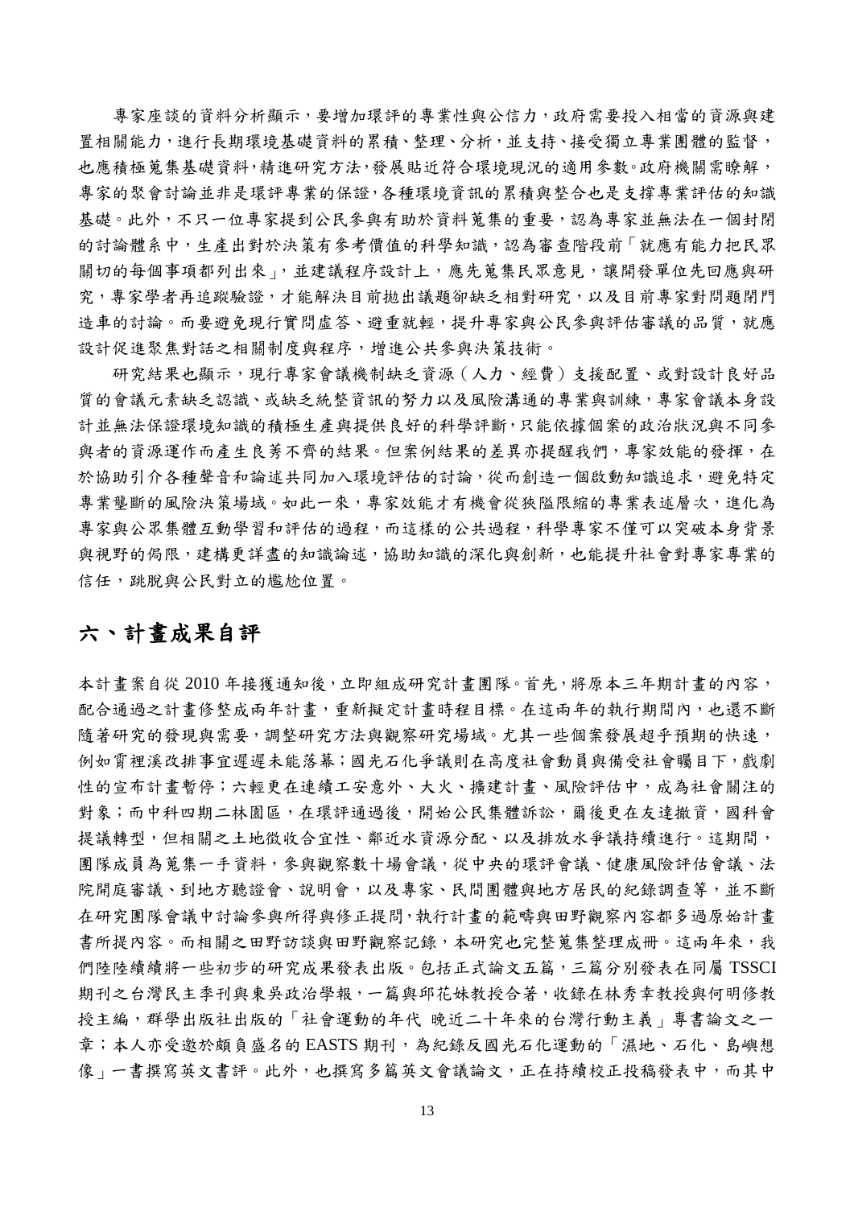專家座談的資料分析顯示，要增加環評的專業性與公信力，政府需要投入相當的資源與建置相關能力，進行長期環境基礎資料的累積、整理、分析，並支持、接受獨立專業團體的監督，也應積極蒐集基礎資料，精進研究方法，發展貼近符合環境現況的適用參數。政府機關需瞭解，專家的聚會討論並非是環評專業的保證，各種環境資訊的累積與整合也是支撐專業評估的知識基礎。此外，不只一位專家提到公民參與有助於資料蒐集的重要，認為專家並無法在一個封閉的討論體系中，生產出對於決策有參考價值的科學知識，認為審查階段前「就應有能力把民眾關切的每個事項都列出來」，並建議程序設計上，應先蒐集民眾意見，讓開發單位先回應與研究，專家學者再追蹤驗證，才能解決目前拋出議題卻缺乏相對研究，以及目前專家對問題閉門造車的討論。而要避免現行實問虛答、避重就輕，提升專家與公民參與評估審議的品質，就應設計促進聚焦對話之相關制度與程序，增進公共參與決策技術。

研究結果也顯示，現行專家會議機制缺乏資源（人力、經費）支援配置、或對設計良好品質的會議元素缺乏認識、或缺乏統整資訊的努力以及風險溝通的專業與訓練，專家會議本身設計並無法保證環境知識的積極生產與提供良好的科學評斷，只能依據個案的政治狀況與不同參與者的資源運作而產生良莠不齊的結果。但案例結果的差異亦提醒我們，專家效能的發揮，在於協助引介各種聲音和論述共同加入環境評估的討論，從而創造一個啟動知識追求，避免特定專業壟斷的風險決策場域。如此一來，專家效能才有機會從狹隘限縮的專業表述層次，進化為專家與公眾集體互動學習和評估的過程，而這樣的公共過程，科學專家不僅可以突破本身背景與視野的侷限，建構更詳盡的知識論述，協助知識的深化與創新，也能提升社會對專家專業的信任，跳脫與公民對立的尷尬位置。

# 六、計畫成果自評

本計畫案自從 2010 年接獲通知後，立即組成研究計畫團隊。首先，將原本三年期計畫的內容，配合通過之計畫修整成兩年計畫，重新擬定計畫時程目標。在這兩年的執行期間內，也還不斷隨著研究的發現與需要，調整研究方法與觀察研究場域。尤其一些個案發展超乎預期的快速，例如霄裡溪改排事宜遲遲未能落幕；國光石化爭議則在高度社會動員與備受社會矚目下，戲劇性的宣布計畫暫停；六輕更在連續工安意外、大火、擴建計畫、風險評估中，成為社會關注的對象；而中科四期二林園區，在環評通過後，開始公民集體訴訟，爾後更在友達撤資，國科會提議轉型，但相關之土地徵收合宜性、鄰近水資源分配、以及排放水爭議持續進行。這期間，團隊成員為蒐集一手資料，參與觀察數十場會議，從中央的環評會議、健康風險評估會議、法院開庭審議、到地方聽證會、說明會，以及專家、民間團體與地方居民的紀錄調查等，並不斷在研究團隊會議中討論參與所得與修正提問，執行計畫的範疇與田野觀察內容都多過原始計畫書所提內容。而相關之田野訪談與田野觀察記錄，本研究也完整蒐集整理成冊。這兩年來，我們陸陸續續將一些初步的研究成果發表出版。包括正式論文五篇，三篇分別發表在同屬 TSSCI 期刊之台灣民主季刊與東吳政治學報，一篇與邱花妹教授合著，收錄在林秀幸教授與何明修教授主編，群學出版社出版的「社會運動的年代 晚近二十年來的台灣行動主義」專書論文之一章；本人亦受邀於頗負盛名的 EASTS 期刊，為紀錄反國光石化運動的「濕地、石化、島嶼想像」一書撰寫英文書評。此外，也撰寫多篇英文會議論文，正在持續校正投稿發表中，而其中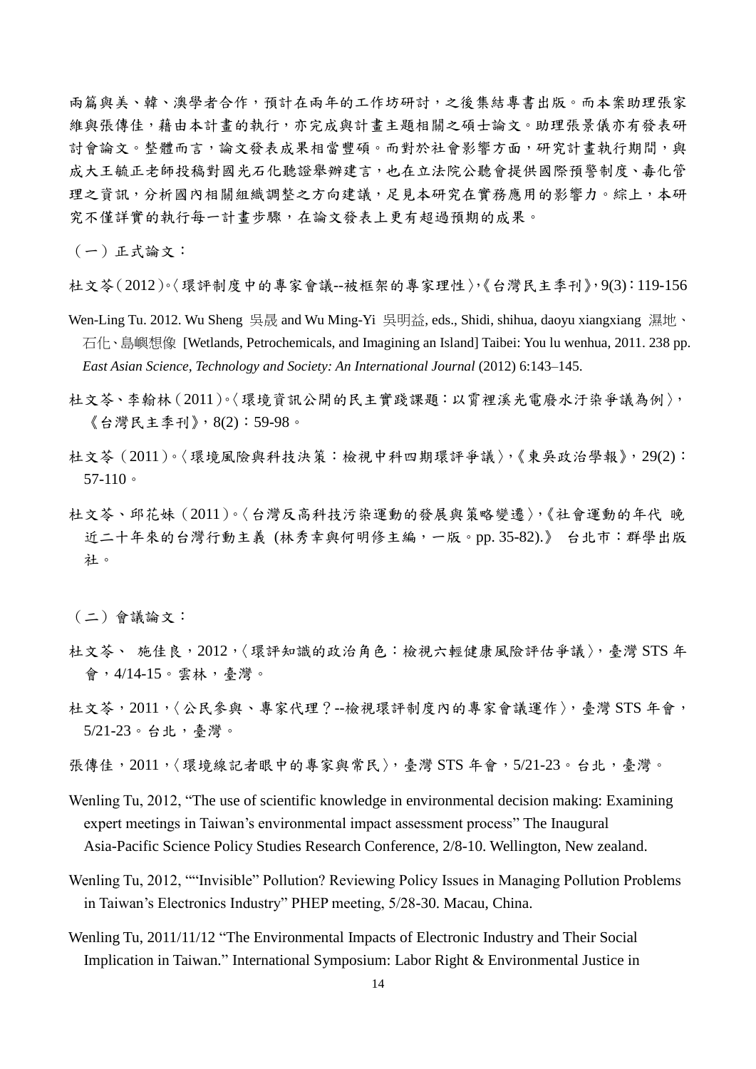兩篇與美、韓、澳學者合作，預計在兩年的工作坊研討，之後集結專書出版。而本案助理張家維與張傳佳，藉由本計畫的執行，亦完成與計畫主題相關之碩士論文。助理張景儀亦有發表研討會論文。整體而言，論文發表成果相當豐碩。而對於社會影響方面，研究計畫執行期間，與成大王毓正老師投稿對國光石化聽證舉辦建言，也在立法院公聽會提供國際預警制度、毒化管理之資訊，分析國內相關組織調整之方向建議，足見本研究在實務應用的影響力。綜上，本研究不僅詳實的執行每一計畫步驟，在論文發表上更有超過預期的成果。

（一）正式論文：

杜文苓（2012）。〈環評制度中的專家會議--被框架的專家理性〉,《台灣民主季刊》, 9(3)：119-156

Wen-Ling Tu. 2012. Wu Sheng 吳晟 and Wu Ming-Yi 吳明益, eds., Shidi, shihua, daoyu xiangxiang 濕地、石化、島嶼想像 [Wetlands, Petrochemicals, and Imagining an Island] Taibei: You lu wenhua, 2011. 238 pp. *East Asian Science, Technology and Society: An International Journal* (2012) 6:143–145.

杜文苓、李翰林（2011）。〈環境資訊公開的民主實踐課題：以霄裡溪光電廢水汙染爭議為例〉，《台灣民主季刊》, 8(2)：59-98。

杜文苓（2011）。〈環境風險與科技決策：檢視中科四期環評爭議〉,《東吳政治學報》, 29(2)：57-110。

杜文苓、邱花妹（2011）。〈台灣反高科技污染運動的發展與策略變遷〉,《社會運動的年代 晚近二十年來的台灣行動主義 (林秀幸與何明修主編，一版。pp. 35-82).》 台北市：群學出版社。

（二）會議論文：

杜文苓、 施佳良，2012，〈環評知識的政治角色：檢視六輕健康風險評估爭議〉，臺灣 STS 年會，4/14-15。雲林，臺灣。

杜文苓，2011，〈公民參與、專家代理？--檢視環評制度內的專家會議運作〉，臺灣 STS 年會，5/21-23。台北，臺灣。

張傳佳，2011，〈環境線記者眼中的專家與常民〉，臺灣 STS 年會，5/21-23。台北，臺灣。

Wenling Tu, 2012, “The use of scientific knowledge in environmental decision making: Examining expert meetings in Taiwan’s environmental impact assessment process” The Inaugural Asia-Pacific Science Policy Studies Research Conference, 2/8-10. Wellington, New zealand.

Wenling Tu, 2012, ““Invisible” Pollution? Reviewing Policy Issues in Managing Pollution Problems in Taiwan’s Electronics Industry” PHEP meeting, 5/28-30. Macau, China.

Wenling Tu, 2011/11/12 “The Environmental Impacts of Electronic Industry and Their Social Implication in Taiwan.” International Symposium: Labor Right & Environmental Justice in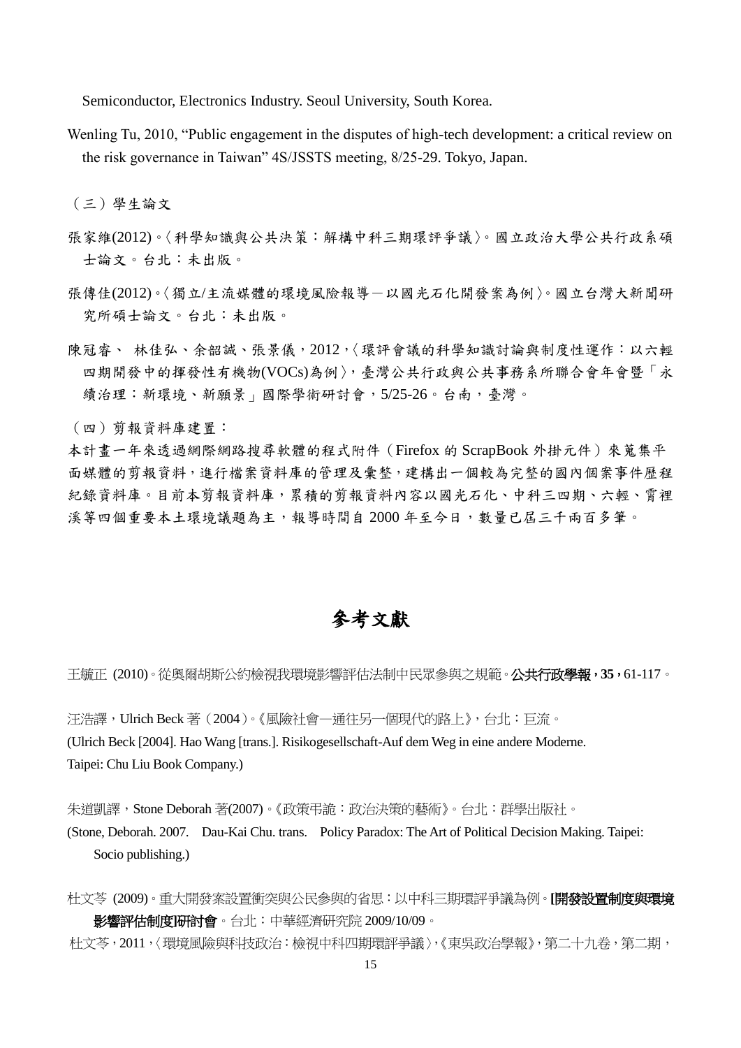Semiconductor, Electronics Industry. Seoul University, South Korea.

Wenling Tu, 2010, "Public engagement in the disputes of high-tech development: a critical review on the risk governance in Taiwan" 4S/JSSTS meeting, 8/25-29. Tokyo, Japan.

（三）學生論文

張家維(2012)。〈科學知識與公共決策：解構中科三期環評爭議〉。國立政治大學公共行政系碩士論文。台北：未出版。

張傳佳(2012)。〈獨立/主流媒體的環境風險報導－以國光石化開發案為例〉。國立台灣大新聞研究所碩士論文。台北：未出版。

陳冠睿、 林佳弘、余韶誠、張景儀，2012，〈環評會議的科學知識討論與制度性運作：以六輕四期開發中的揮發性有機物(VOCs)為例〉，臺灣公共行政與公共事務系所聯合會年會暨「永續治理：新環境、新願景」國際學術研討會，5/25-26。台南，臺灣。

（四）剪報資料庫建置：

本計畫一年來透過網際網路搜尋軟體的程式附件（Firefox 的 ScrapBook 外掛元件）來蒐集平面媒體的剪報資料，進行檔案資料庫的管理及彙整，建構出一個較為完整的國內個案事件歷程紀錄資料庫。目前本剪報資料庫，累積的剪報資料內容以國光石化、中科三四期、六輕、霄裡溪等四個重要本土環境議題為主，報導時間自 2000 年至今日，數量已居三千兩百多筆。

# 參考文獻

王毓正 (2010)。從奧爾胡斯公約檢視我環境影響評估法制中民眾參與之規範。**公共行政學報，35，**61-117。

汪浩譯，Ulrich Beck 著（2004）。《風險社會─通往另一個現代的路上》，台北：巨流。
(Ulrich Beck [2004]. Hao Wang [trans.]. Risikogesellschaft-Auf dem Weg in eine andere Moderne. Taipei: Chu Liu Book Company.)

朱道凱譯，Stone Deborah 著(2007)。《政策弔詭：政治決策的藝術》。台北：群學出版社。
(Stone, Deborah. 2007. Dau-Kai Chu. trans. Policy Paradox: The Art of Political Decision Making. Taipei: Socio publishing.)

杜文苓 (2009)。重大開發案設置衝突與公民參與的省思：以中科三期環評爭議為例。**[開發設置制度與環境影響評估制度]研討會**。台北：中華經濟研究院 2009/10/09。

杜文苓，2011，〈環境風險與科技政治：檢視中科四期環評爭議〉，《東吳政治學報》，第二十九卷，第二期，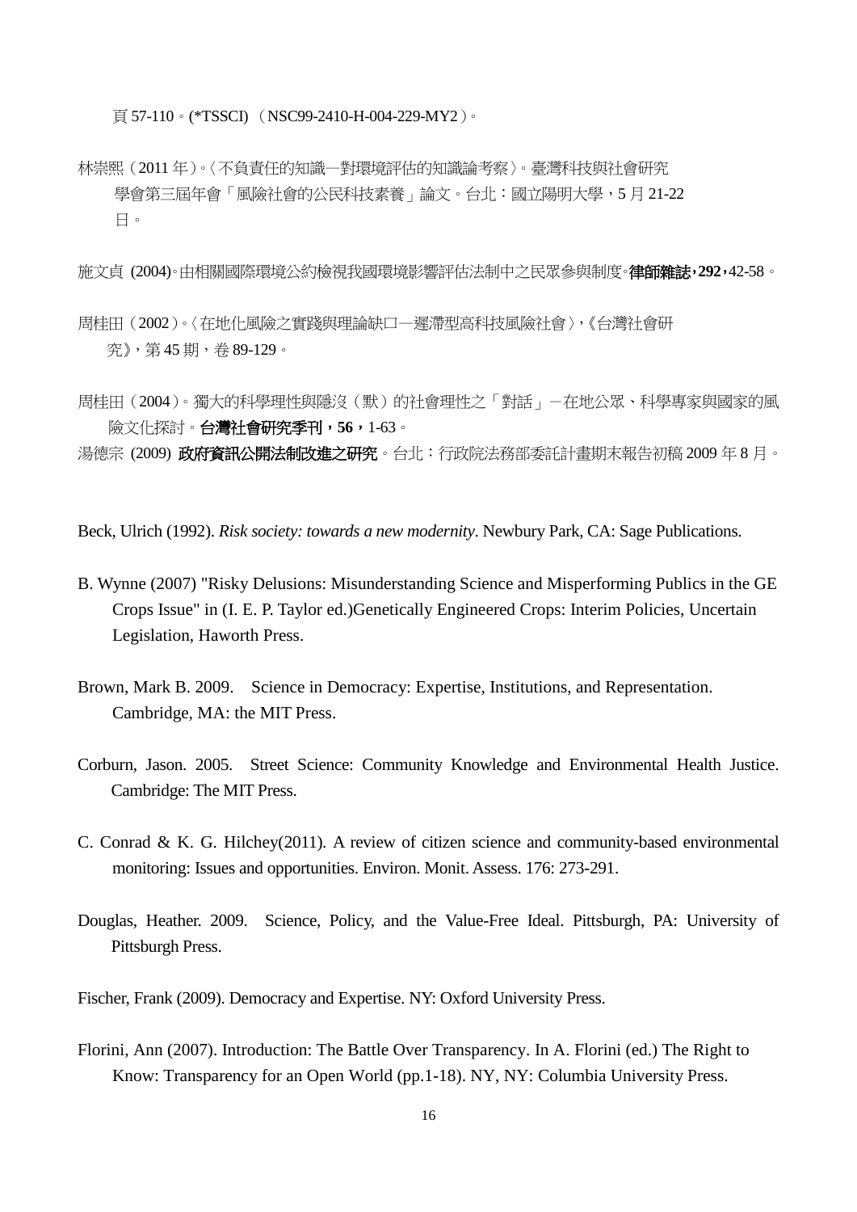頁 57-110。(*TSSCI) （NSC99-2410-H-004-229-MY2）。

林崇熙（2011 年）。〈不負責任的知識—對環境評估的知識論考察〉。臺灣科技與社會研究學會第三屆年會「風險社會的公民科技素養」論文。台北：國立陽明大學，5 月 21-22 日。

施文貞 (2004)。由相關國際環境公約檢視我國環境影響評估法制中之民眾參與制度。**律師雜誌，292，**42-58。

周桂田（2002）。〈在地化風險之實踐與理論缺口—遲滯型高科技風險社會〉，《台灣社會研究》，第 45 期，卷 89-129。

周桂田（2004）。獨大的科學理性與隱沒（默）的社會理性之「對話」－在地公眾、科學專家與國家的風險文化探討。**台灣社會研究季刊，56，**1-63。

湯德宗 (2009) **政府資訊公開法制改進之研究**。台北：行政院法務部委託計畫期末報告初稿 2009 年 8 月。

Beck, Ulrich (1992). *Risk society: towards a new modernity*. Newbury Park, CA: Sage Publications.

B. Wynne (2007) "Risky Delusions: Misunderstanding Science and Misperforming Publics in the GE Crops Issue" in (I. E. P. Taylor ed.)Genetically Engineered Crops: Interim Policies, Uncertain Legislation, Haworth Press.

Brown, Mark B. 2009. Science in Democracy: Expertise, Institutions, and Representation. Cambridge, MA: the MIT Press.

Corburn, Jason. 2005. Street Science: Community Knowledge and Environmental Health Justice. Cambridge: The MIT Press.

C. Conrad & K. G. Hilchey(2011). A review of citizen science and community-based environmental monitoring: Issues and opportunities. Environ. Monit. Assess. 176: 273-291.

Douglas, Heather. 2009. Science, Policy, and the Value-Free Ideal. Pittsburgh, PA: University of Pittsburgh Press.

Fischer, Frank (2009). Democracy and Expertise. NY: Oxford University Press.

Florini, Ann (2007). Introduction: The Battle Over Transparency. In A. Florini (ed.) The Right to Know: Transparency for an Open World (pp.1-18). NY, NY: Columbia University Press.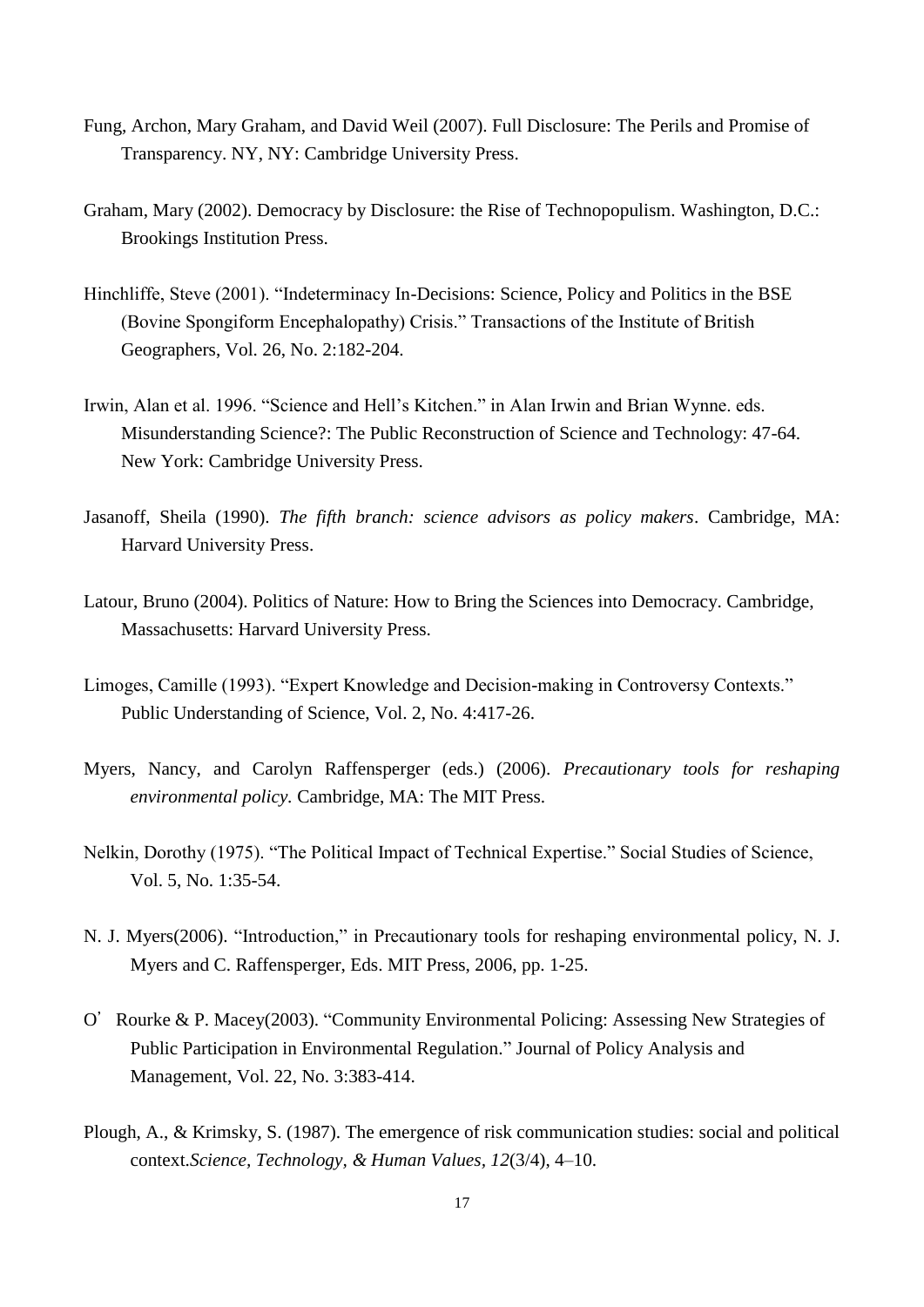Fung, Archon, Mary Graham, and David Weil (2007). Full Disclosure: The Perils and Promise of Transparency. NY, NY: Cambridge University Press.

Graham, Mary (2002). Democracy by Disclosure: the Rise of Technopopulism. Washington, D.C.: Brookings Institution Press.

Hinchliffe, Steve (2001). "Indeterminacy In-Decisions: Science, Policy and Politics in the BSE (Bovine Spongiform Encephalopathy) Crisis." Transactions of the Institute of British Geographers, Vol. 26, No. 2:182-204.

Irwin, Alan et al. 1996. "Science and Hell's Kitchen." in Alan Irwin and Brian Wynne. eds. Misunderstanding Science?: The Public Reconstruction of Science and Technology: 47-64. New York: Cambridge University Press.

Jasanoff, Sheila (1990). *The fifth branch: science advisors as policy makers*. Cambridge, MA: Harvard University Press.

Latour, Bruno (2004). Politics of Nature: How to Bring the Sciences into Democracy. Cambridge, Massachusetts: Harvard University Press.

Limoges, Camille (1993). "Expert Knowledge and Decision-making in Controversy Contexts." Public Understanding of Science, Vol. 2, No. 4:417-26.

Myers, Nancy, and Carolyn Raffensperger (eds.) (2006). *Precautionary tools for reshaping environmental policy*. Cambridge, MA: The MIT Press.

Nelkin, Dorothy (1975). "The Political Impact of Technical Expertise." Social Studies of Science, Vol. 5, No. 1:35-54.

N. J. Myers(2006). "Introduction," in Precautionary tools for reshaping environmental policy, N. J. Myers and C. Raffensperger, Eds. MIT Press, 2006, pp. 1-25.

O' Rourke & P. Macey(2003). "Community Environmental Policing: Assessing New Strategies of Public Participation in Environmental Regulation." Journal of Policy Analysis and Management, Vol. 22, No. 3:383-414.

Plough, A., & Krimsky, S. (1987). The emergence of risk communication studies: social and political context.*Science, Technology, & Human Values*, *12*(3/4), 4–10.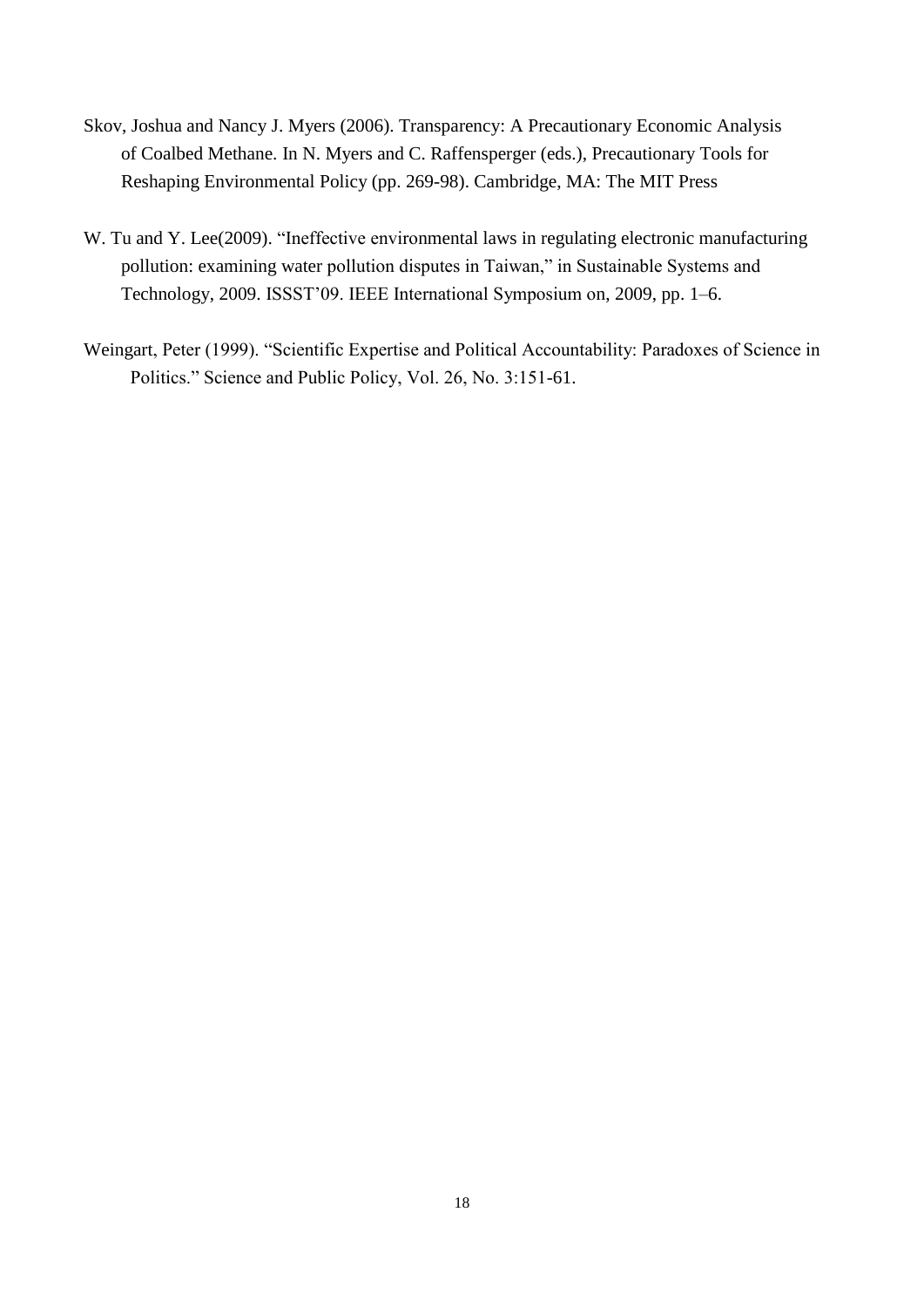Skov, Joshua and Nancy J. Myers (2006). Transparency: A Precautionary Economic Analysis of Coalbed Methane. In N. Myers and C. Raffensperger (eds.), Precautionary Tools for Reshaping Environmental Policy (pp. 269-98). Cambridge, MA: The MIT Press

W. Tu and Y. Lee(2009). "Ineffective environmental laws in regulating electronic manufacturing pollution: examining water pollution disputes in Taiwan," in Sustainable Systems and Technology, 2009. ISSST'09. IEEE International Symposium on, 2009, pp. 1–6.

Weingart, Peter (1999). "Scientific Expertise and Political Accountability: Paradoxes of Science in Politics." Science and Public Policy, Vol. 26, No. 3:151-61.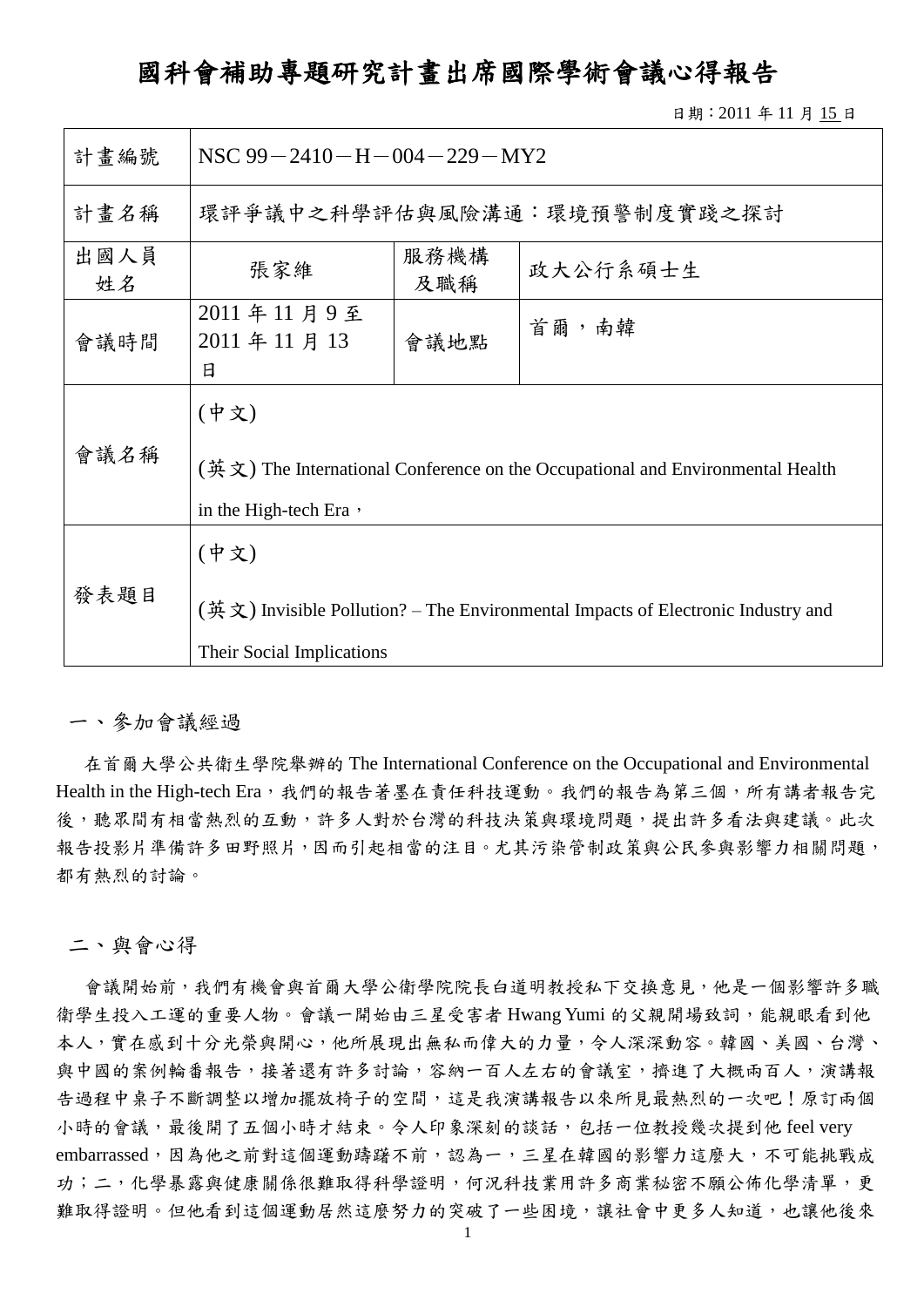# 國科會補助專題研究計畫出席國際學術會議心得報告

日期：2011 年 11 月 15 日

| 計畫編號 | NSC 99－2410－H－004－229－MY2 | | |
|---|---|---|---|
| 計畫名稱 | 環評爭議中之科學評估與風險溝通：環境預警制度實踐之探討 | | |
| 出國人員姓名 | 張家維 | 服務機構及職稱 | 政大公行系碩士生 |
| 會議時間 | 2011 年 11 月 9 至 2011 年 11 月 13 日 | 會議地點 | 首爾，南韓 |
| 會議名稱 | (中文)<br>(英文) The International Conference on the Occupational and Environmental Health in the High-tech Era， | | |
| 發表題目 | (中文)<br>(英文) Invisible Pollution? – The Environmental Impacts of Electronic Industry and Their Social Implications | | |

## 一、參加會議經過

在首爾大學公共衛生學院舉辦的 The International Conference on the Occupational and Environmental Health in the High-tech Era，我們的報告著墨在責任科技運動。我們的報告為第三個，所有講者報告完後，聽眾間有相當熱烈的互動，許多人對於台灣的科技決策與環境問題，提出許多看法與建議。此次報告投影片準備許多田野照片，因而引起相當的注目。尤其污染管制政策與公民參與影響力相關問題，都有熱烈的討論。

## 二、與會心得

會議開始前，我們有機會與首爾大學公衛學院院長白道明教授私下交換意見，他是一個影響許多職衛學生投入工運的重要人物。會議一開始由三星受害者 Hwang Yumi 的父親開場致詞，能親眼看到他本人，實在感到十分光榮與開心，他所展現出無私而偉大的力量，令人深深動容。韓國、美國、台灣、與中國的案例輪番報告，接著還有許多討論，容納一百人左右的會議室，擠進了大概兩百人，演講報告過程中桌子不斷調整以增加擺放椅子的空間，這是我演講報告以來所見最熱烈的一次吧！原訂兩個小時的會議，最後開了五個小時才結束。令人印象深刻的談話，包括一位教授幾次提到他 feel very embarrassed，因為他之前對這個運動躊躇不前，認為一，三星在韓國的影響力這麼大，不可能挑戰成功；二，化學暴露與健康關係很難取得科學證明，何況科技業用許多商業秘密不願公佈化學清單，更難取得證明。但他看到這個運動居然這麼努力的突破了一些困境，讓社會中更多人知道，也讓他後來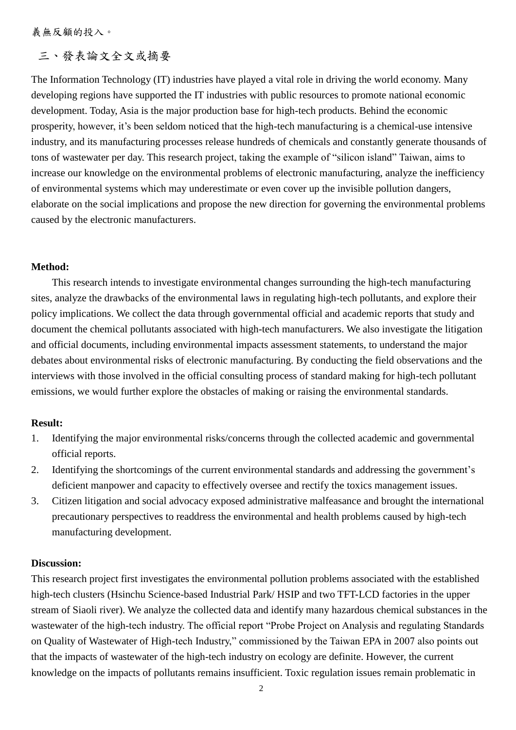義無反顧的投入。

## 三、發表論文全文或摘要

The Information Technology (IT) industries have played a vital role in driving the world economy. Many developing regions have supported the IT industries with public resources to promote national economic development. Today, Asia is the major production base for high-tech products. Behind the economic prosperity, however, it's been seldom noticed that the high-tech manufacturing is a chemical-use intensive industry, and its manufacturing processes release hundreds of chemicals and constantly generate thousands of tons of wastewater per day. This research project, taking the example of "silicon island" Taiwan, aims to increase our knowledge on the environmental problems of electronic manufacturing, analyze the inefficiency of environmental systems which may underestimate or even cover up the invisible pollution dangers, elaborate on the social implications and propose the new direction for governing the environmental problems caused by the electronic manufacturers.

**Method:**

This research intends to investigate environmental changes surrounding the high-tech manufacturing sites, analyze the drawbacks of the environmental laws in regulating high-tech pollutants, and explore their policy implications. We collect the data through governmental official and academic reports that study and document the chemical pollutants associated with high-tech manufacturers. We also investigate the litigation and official documents, including environmental impacts assessment statements, to understand the major debates about environmental risks of electronic manufacturing. By conducting the field observations and the interviews with those involved in the official consulting process of standard making for high-tech pollutant emissions, we would further explore the obstacles of making or raising the environmental standards.

**Result:**

1. Identifying the major environmental risks/concerns through the collected academic and governmental official reports.
2. Identifying the shortcomings of the current environmental standards and addressing the government's deficient manpower and capacity to effectively oversee and rectify the toxics management issues.
3. Citizen litigation and social advocacy exposed administrative malfeasance and brought the international precautionary perspectives to readdress the environmental and health problems caused by high-tech manufacturing development.

**Discussion:**

This research project first investigates the environmental pollution problems associated with the established high-tech clusters (Hsinchu Science-based Industrial Park/ HSIP and two TFT-LCD factories in the upper stream of Siaoli river). We analyze the collected data and identify many hazardous chemical substances in the wastewater of the high-tech industry. The official report "Probe Project on Analysis and regulating Standards on Quality of Wastewater of High-tech Industry," commissioned by the Taiwan EPA in 2007 also points out that the impacts of wastewater of the high-tech industry on ecology are definite. However, the current knowledge on the impacts of pollutants remains insufficient. Toxic regulation issues remain problematic in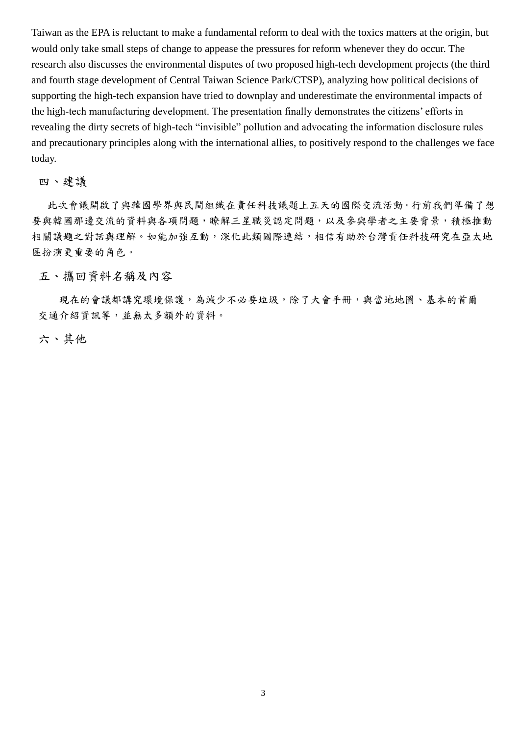Taiwan as the EPA is reluctant to make a fundamental reform to deal with the toxics matters at the origin, but would only take small steps of change to appease the pressures for reform whenever they do occur. The research also discusses the environmental disputes of two proposed high-tech development projects (the third and fourth stage development of Central Taiwan Science Park/CTSP), analyzing how political decisions of supporting the high-tech expansion have tried to downplay and underestimate the environmental impacts of the high-tech manufacturing development. The presentation finally demonstrates the citizens' efforts in revealing the dirty secrets of high-tech "invisible" pollution and advocating the information disclosure rules and precautionary principles along with the international allies, to positively respond to the challenges we face today.

## 四、建議

此次會議開啟了與韓國學界與民間組織在責任科技議題上五天的國際交流活動。行前我們準備了想要與韓國那邊交流的資料與各項問題，瞭解三星職災認定問題，以及參與學者之主要背景，積極推動相關議題之對話與理解。如能加強互動，深化此類國際連結，相信有助於台灣責任科技研究在亞太地區扮演更重要的角色。

## 五、攜回資料名稱及內容

現在的會議都講究環境保護，為減少不必要垃圾，除了大會手冊，與當地地圖、基本的首爾交通介紹資訊等，並無太多額外的資料。

## 六、其他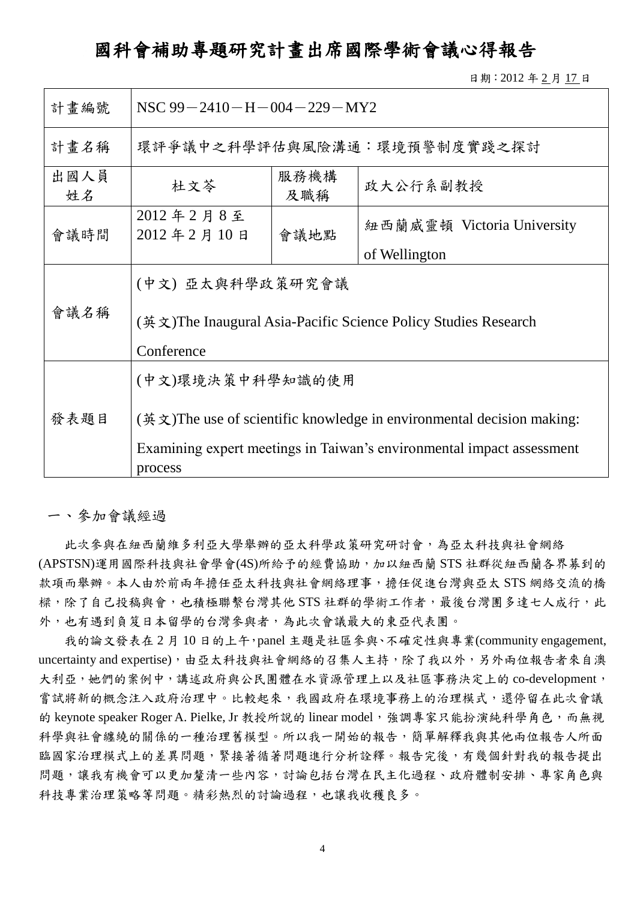# 國科會補助專題研究計畫出席國際學術會議心得報告

日期：2012 年 2 月 17 日

| 計畫編號 | NSC 99－2410－H－004－229－MY2 | | |
|---|---|---|---|
| 計畫名稱 | 環評爭議中之科學評估與風險溝通：環境預警制度實踐之探討 | | |
| 出國人員姓名 | 杜文苓 | 服務機構及職稱 | 政大公行系副教授 |
| 會議時間 | 2012 年 2 月 8 至 2012 年 2 月 10 日 | 會議地點 | 紐西蘭威靈頓 Victoria University of Wellington |
| 會議名稱 | (中文) 亞太與科學政策研究會議<br>(英文)The Inaugural Asia-Pacific Science Policy Studies Research Conference | | |
| 發表題目 | (中文)環境決策中科學知識的使用<br>(英文)The use of scientific knowledge in environmental decision making: Examining expert meetings in Taiwan's environmental impact assessment process | | |

## 一、參加會議經過

此次參與在紐西蘭維多利亞大學舉辦的亞太科學政策研究研討會，為亞太科技與社會網絡(APSTSN)運用國際科技與社會學會(4S)所給予的經費協助，加以紐西蘭 STS 社群從紐西蘭各界募到的款項而舉辦。本人由於前兩年擔任亞太科技與社會網絡理事，擔任促進台灣與亞太 STS 網絡交流的橋樑，除了自己投稿與會，也積極聯繫台灣其他 STS 社群的學術工作者，最後台灣團多達七人成行，此外，也有遇到負笈日本留學的台灣參與者，為此次會議最大的東亞代表團。

我的論文發表在 2 月 10 日的上午，panel 主題是社區參與、不確定性與專業(community engagement, uncertainty and expertise)，由亞太科技與社會網絡的召集人主持，除了我以外，另外兩位報告者來自澳大利亞，她們的案例中，講述政府與公民團體在水資源管理上以及社區事務決定上的 co-development，嘗試將新的概念注入政府治理中。比較起來，我國政府在環境事務上的治理模式，還停留在此次會議的 keynote speaker Roger A. Pielke, Jr 教授所說的 linear model，強調專家只能扮演純科學角色，而無視科學與社會纏繞的關係的一種治理舊模型。所以我一開始的報告，簡單解釋我與其他兩位報告人所面臨國家治理模式上的差異問題，緊接著循著問題進行分析詮釋。報告完後，有幾個針對我的報告提出問題，讓我有機會可以更加釐清一些內容，討論包括台灣在民主化過程、政府體制安排、專家角色與科技專業治理策略等問題。精彩熱烈的討論過程，也讓我收穫良多。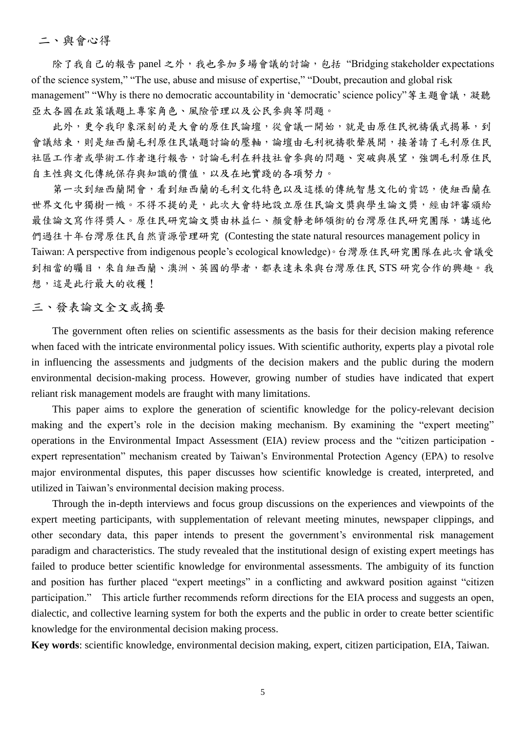## 二、與會心得

除了我自己的報告 panel 之外，我也參加多場會議的討論，包括 “Bridging stakeholder expectations of the science system,” “The use, abuse and misuse of expertise,” “Doubt, precaution and global risk management” “Why is there no democratic accountability in ‘democratic’ science policy”等主題會議，凝聽亞太各國在政策議題上專家角色、風險管理以及公民參與等問題。

此外，更令我印象深刻的是大會的原住民論壇，從會議一開始，就是由原住民祝禱儀式揭幕，到會議結束，則是紐西蘭毛利原住民議題討論的壓軸，論壇由毛利祝禱歌聲展開，接著請了毛利原住民社區工作者或學術工作者進行報告，討論毛利在科技社會參與的問題、突破與展望，強調毛利原住民自主性與文化傳統保存與知識的價值，以及在地實踐的各項努力。

第一次到紐西蘭開會，看到紐西蘭的毛利文化特色以及這樣的傳統智慧文化的肯認，使紐西蘭在世界文化中獨樹一幟。不得不提的是，此次大會特地設立原住民論文獎與學生論文獎，經由評審頒給最佳論文寫作得獎人。原住民研究論文獎由林益仁、顏愛靜老師領銜的台灣原住民研究團隊，講述他們過往十年台灣原住民自然資源管理研究 (Contesting the state natural resources management policy in Taiwan: A perspective from indigenous people’s ecological knowledge)。台灣原住民研究團隊在此次會議受到相當的矚目，來自紐西蘭、澳洲、英國的學者，都表達未來與台灣原住民 STS 研究合作的興趣。我想，這是此行最大的收穫！

## 三、發表論文全文或摘要

The government often relies on scientific assessments as the basis for their decision making reference when faced with the intricate environmental policy issues. With scientific authority, experts play a pivotal role in influencing the assessments and judgments of the decision makers and the public during the modern environmental decision-making process. However, growing number of studies have indicated that expert reliant risk management models are fraught with many limitations.

This paper aims to explore the generation of scientific knowledge for the policy-relevant decision making and the expert’s role in the decision making mechanism. By examining the “expert meeting” operations in the Environmental Impact Assessment (EIA) review process and the “citizen participation - expert representation” mechanism created by Taiwan’s Environmental Protection Agency (EPA) to resolve major environmental disputes, this paper discusses how scientific knowledge is created, interpreted, and utilized in Taiwan’s environmental decision making process.

Through the in-depth interviews and focus group discussions on the experiences and viewpoints of the expert meeting participants, with supplementation of relevant meeting minutes, newspaper clippings, and other secondary data, this paper intends to present the government’s environmental risk management paradigm and characteristics. The study revealed that the institutional design of existing expert meetings has failed to produce better scientific knowledge for environmental assessments. The ambiguity of its function and position has further placed “expert meetings” in a conflicting and awkward position against “citizen participation.” This article further recommends reform directions for the EIA process and suggests an open, dialectic, and collective learning system for both the experts and the public in order to create better scientific knowledge for the environmental decision making process.

**Key words**: scientific knowledge, environmental decision making, expert, citizen participation, EIA, Taiwan.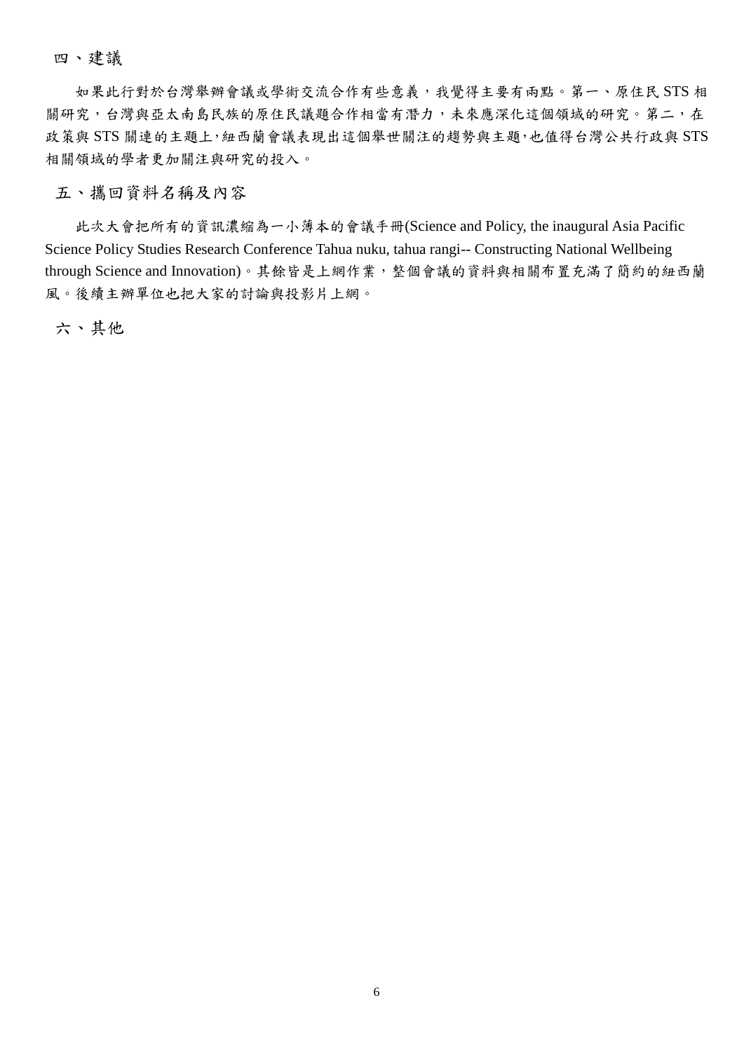## 四、建議

如果此行對於台灣舉辦會議或學術交流合作有些意義，我覺得主要有兩點。第一、原住民 STS 相關研究，台灣與亞太南島民族的原住民議題合作相當有潛力，未來應深化這個領域的研究。第二，在政策與 STS 關連的主題上,紐西蘭會議表現出這個舉世關注的趨勢與主題,也值得台灣公共行政與 STS 相關領域的學者更加關注與研究的投入。

## 五、攜回資料名稱及內容

此次大會把所有的資訊濃縮為一小薄本的會議手冊(Science and Policy, the inaugural Asia Pacific Science Policy Studies Research Conference Tahua nuku, tahua rangi-- Constructing National Wellbeing through Science and Innovation)。其餘皆是上網作業，整個會議的資料與相關布置充滿了簡約的紐西蘭風。後續主辦單位也把大家的討論與投影片上網。

## 六、其他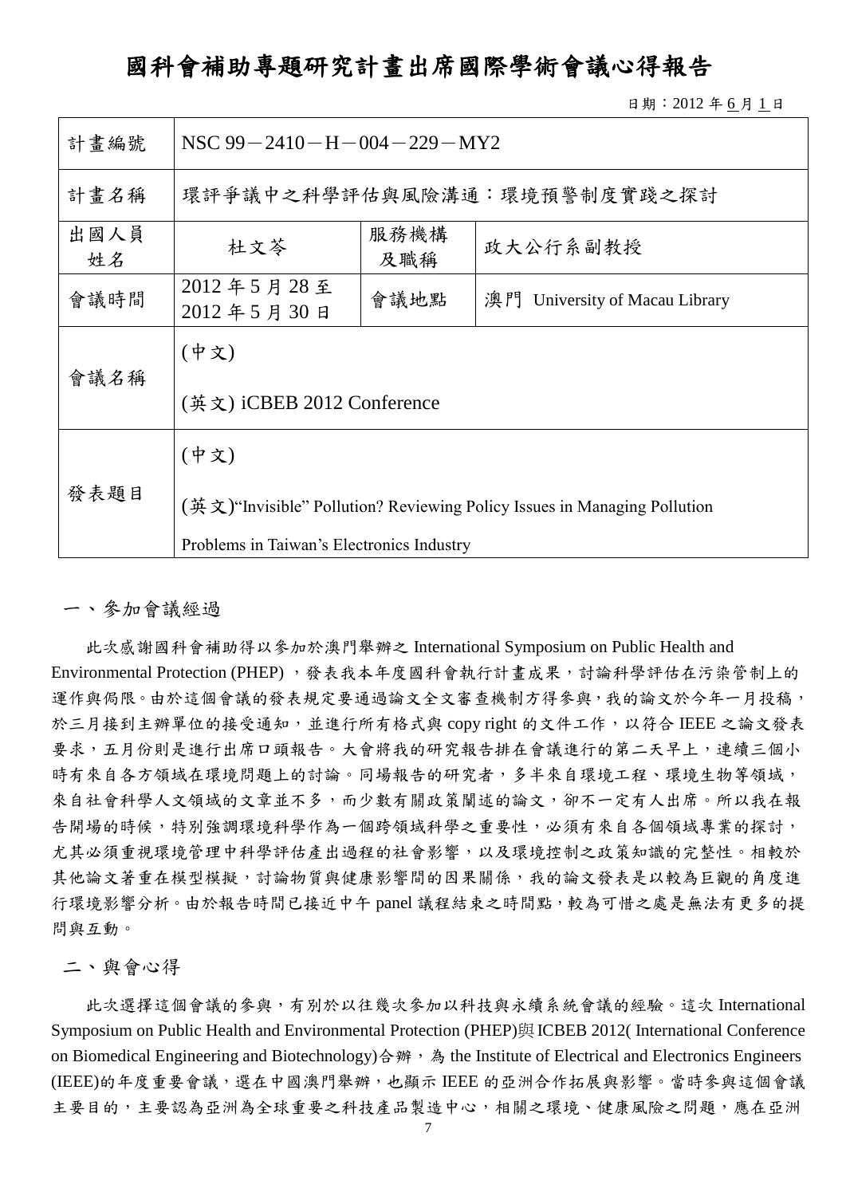# 國科會補助專題研究計畫出席國際學術會議心得報告

日期：2012 年 6 月 1 日

| 計畫編號 | NSC 99－2410－H－004－229－MY2 | | |
|---|---|---|---|
| 計畫名稱 | 環評爭議中之科學評估與風險溝通：環境預警制度實踐之探討 | | |
| 出國人員姓名 | 杜文苓 | 服務機構及職稱 | 政大公行系副教授 |
| 會議時間 | 2012 年 5 月 28 至 2012 年 5 月 30 日 | 會議地點 | 澳門 University of Macau Library |
| 會議名稱 | (中文)<br>(英文) iCBEB 2012 Conference | | |
| 發表題目 | (中文)<br>(英文)"Invisible" Pollution? Reviewing Policy Issues in Managing Pollution Problems in Taiwan's Electronics Industry | | |

## 一、參加會議經過

此次感謝國科會補助得以參加於澳門舉辦之 International Symposium on Public Health and Environmental Protection (PHEP) ，發表我本年度國科會執行計畫成果，討論科學評估在污染管制上的運作與侷限。由於這個會議的發表規定要通過論文全文審查機制方得參與，我的論文於今年一月投稿，於三月接到主辦單位的接受通知，並進行所有格式與 copy right 的文件工作，以符合 IEEE 之論文發表要求，五月份則是進行出席口頭報告。大會將我的研究報告排在會議進行的第二天早上，連續三個小時有來自各方領域在環境問題上的討論。同場報告的研究者，多半來自環境工程、環境生物等領域，來自社會科學人文領域的文章並不多，而少數有關政策闡述的論文，卻不一定有人出席。所以我在報告開場的時候，特別強調環境科學作為一個跨領域科學之重要性，必須有來自各個領域專業的探討，尤其必須重視環境管理中科學評估產出過程的社會影響，以及環境控制之政策知識的完整性。相較於其他論文著重在模型模擬，討論物質與健康影響間的因果關係，我的論文發表是以較為巨觀的角度進行環境影響分析。由於報告時間已接近中午 panel 議程結束之時間點，較為可惜之處是無法有更多的提問與互動。

## 二、與會心得

此次選擇這個會議的參與，有別於以往幾次參加以科技與永續系統會議的經驗。這次 International Symposium on Public Health and Environmental Protection (PHEP)與 ICBEB 2012( International Conference on Biomedical Engineering and Biotechnology)合辦，為 the Institute of Electrical and Electronics Engineers (IEEE)的年度重要會議，選在中國澳門舉辦，也顯示 IEEE 的亞洲合作拓展與影響。當時參與這個會議主要目的，主要認為亞洲為全球重要之科技產品製造中心，相關之環境、健康風險之問題，應在亞洲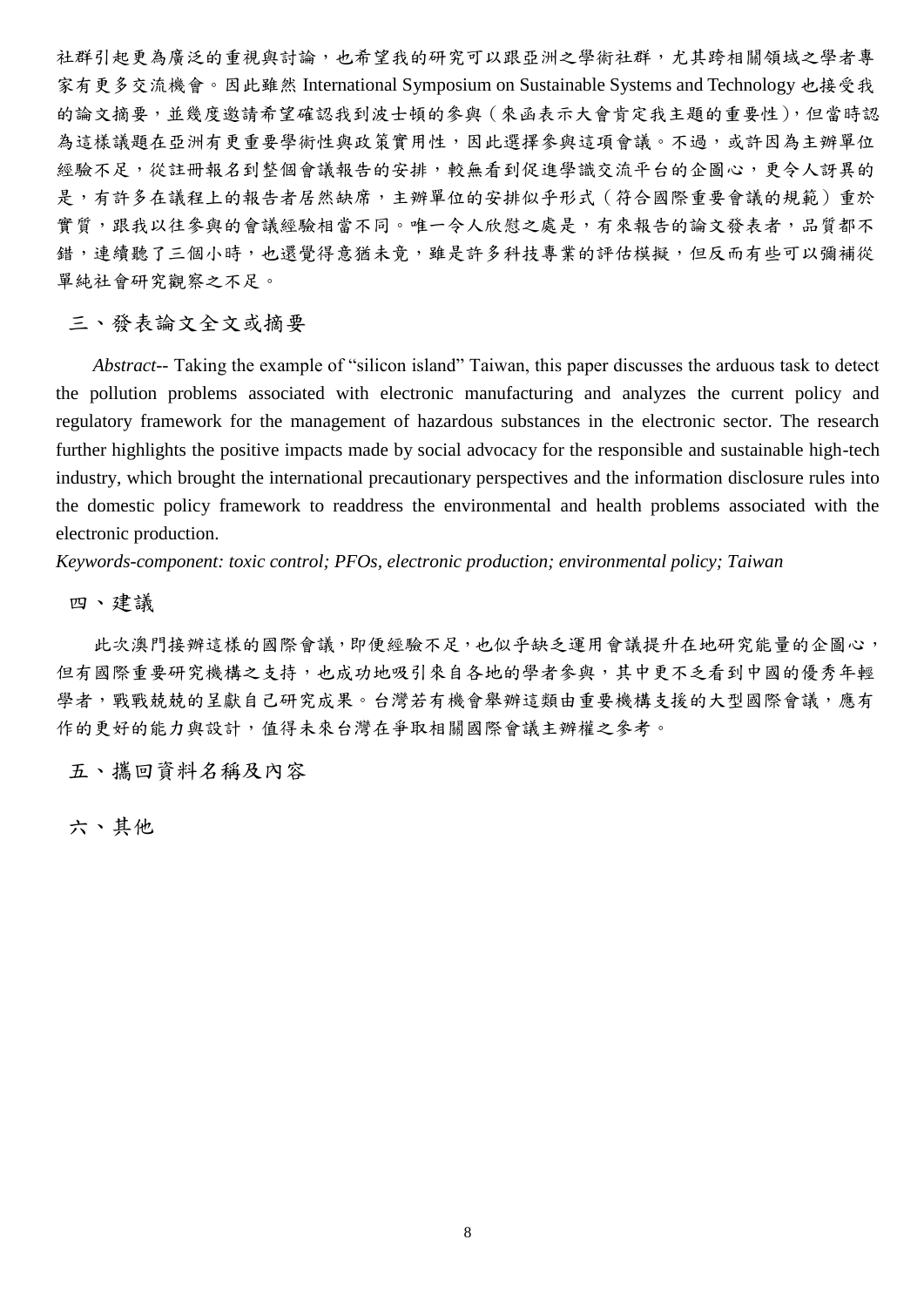社群引起更為廣泛的重視與討論，也希望我的研究可以跟亞洲之學術社群，尤其跨相關領域之學者專家有更多交流機會。因此雖然 International Symposium on Sustainable Systems and Technology 也接受我的論文摘要，並幾度邀請希望確認我到波士頓的參與（來函表示大會肯定我主題的重要性），但當時認為這樣議題在亞洲有更重要學術性與政策實用性，因此選擇參與這項會議。不過，或許因為主辦單位經驗不足，從註冊報名到整個會議報告的安排，較無看到促進學識交流平台的企圖心，更令人訝異的是，有許多在議程上的報告者居然缺席，主辦單位的安排似乎形式（符合國際重要會議的規範）重於實質，跟我以往參與的會議經驗相當不同。唯一令人欣慰之處是，有來報告的論文發表者，品質都不錯，連續聽了三個小時，也還覺得意猶未竟，雖是許多科技專業的評估模擬，但反而有些可以彌補從單純社會研究觀察之不足。

## 三、發表論文全文或摘要

*Abstract*-- Taking the example of “silicon island” Taiwan, this paper discusses the arduous task to detect the pollution problems associated with electronic manufacturing and analyzes the current policy and regulatory framework for the management of hazardous substances in the electronic sector. The research further highlights the positive impacts made by social advocacy for the responsible and sustainable high-tech industry, which brought the international precautionary perspectives and the information disclosure rules into the domestic policy framework to readdress the environmental and health problems associated with the electronic production.

*Keywords-component: toxic control; PFOs, electronic production; environmental policy; Taiwan*

## 四、建議

此次澳門接辦這樣的國際會議，即便經驗不足，也似乎缺乏運用會議提升在地研究能量的企圖心，但有國際重要研究機構之支持，也成功地吸引來自各地的學者參與，其中更不乏看到中國的優秀年輕學者，戰戰兢兢的呈獻自己研究成果。台灣若有機會舉辦這類由重要機構支援的大型國際會議，應有作的更好的能力與設計，值得未來台灣在爭取相關國際會議主辦權之參考。

## 五、攜回資料名稱及內容

## 六、其他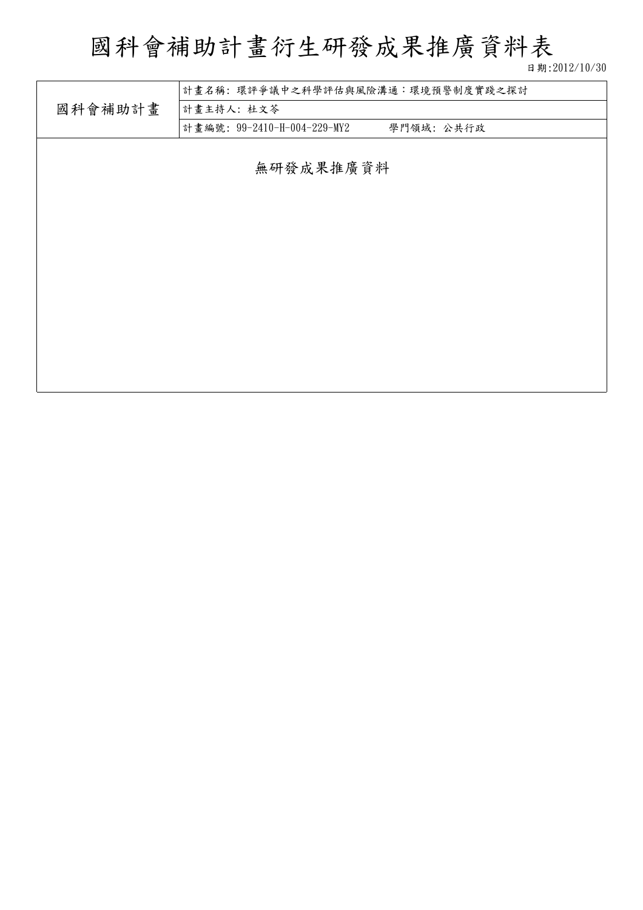# 國科會補助計畫衍生研發成果推廣資料表

日期:2012/10/30

| 國科會補助計畫 | 計畫名稱: 環評爭議中之科學評估與風險溝通：環境預警制度實踐之探討 |
|---|---|
| | 計畫主持人: 杜文苓 |
| | 計畫編號: 99-2410-H-004-229-MY2　　學門領域: 公共行政 |

無研發成果推廣資料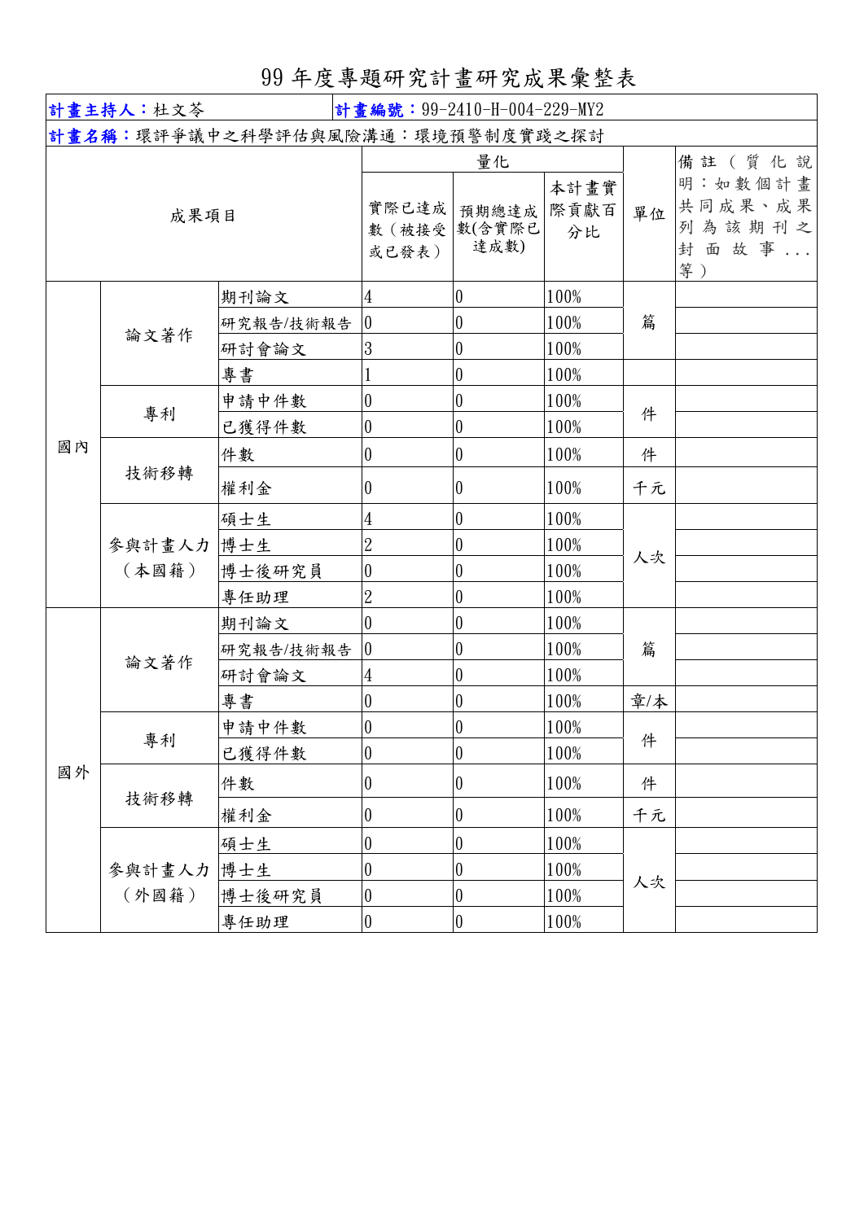# 99 年度專題研究計畫研究成果彙整表

| **計畫主持人**：杜文苓 | | | **計畫編號**：99-2410-H-004-229-MY2 | | | | |
|---|---|---|---|---|---|---|---|
| **計畫名稱**：環評爭議中之科學評估與風險溝通：環境預警制度實踐之探討 | | | | | | | |
| 成果項目 | | | 量化 | | | 單位 | 備註（質化說明：如數個計畫共同成果、成果列為該期刊之封面故事...等） |
| | | | 實際已達成數（被接受或已發表） | 預期總達成數(含實際已達成數) | 本計畫實際貢獻百分比 | | |
| 國內 | 論文著作 | 期刊論文 | 4 | 0 | 100% | 篇 | |
| | | 研究報告/技術報告 | 0 | 0 | 100% | | |
| | | 研討會論文 | 3 | 0 | 100% | | |
| | | 專書 | 1 | 0 | 100% | | |
| | 專利 | 申請中件數 | 0 | 0 | 100% | 件 | |
| | | 已獲得件數 | 0 | 0 | 100% | | |
| | 技術移轉 | 件數 | 0 | 0 | 100% | 件 | |
| | | 權利金 | 0 | 0 | 100% | 千元 | |
| | 參與計畫人力（本國籍） | 碩士生 | 4 | 0 | 100% | 人次 | |
| | | 博士生 | 2 | 0 | 100% | | |
| | | 博士後研究員 | 0 | 0 | 100% | | |
| | | 專任助理 | 2 | 0 | 100% | | |
| 國外 | 論文著作 | 期刊論文 | 0 | 0 | 100% | 篇 | |
| | | 研究報告/技術報告 | 0 | 0 | 100% | | |
| | | 研討會論文 | 4 | 0 | 100% | | |
| | | 專書 | 0 | 0 | 100% | 章/本 | |
| | 專利 | 申請中件數 | 0 | 0 | 100% | 件 | |
| | | 已獲得件數 | 0 | 0 | 100% | | |
| | 技術移轉 | 件數 | 0 | 0 | 100% | 件 | |
| | | 權利金 | 0 | 0 | 100% | 千元 | |
| | 參與計畫人力（外國籍） | 碩士生 | 0 | 0 | 100% | 人次 | |
| | | 博士生 | 0 | 0 | 100% | | |
| | | 博士後研究員 | 0 | 0 | 100% | | |
| | | 專任助理 | 0 | 0 | 100% | | |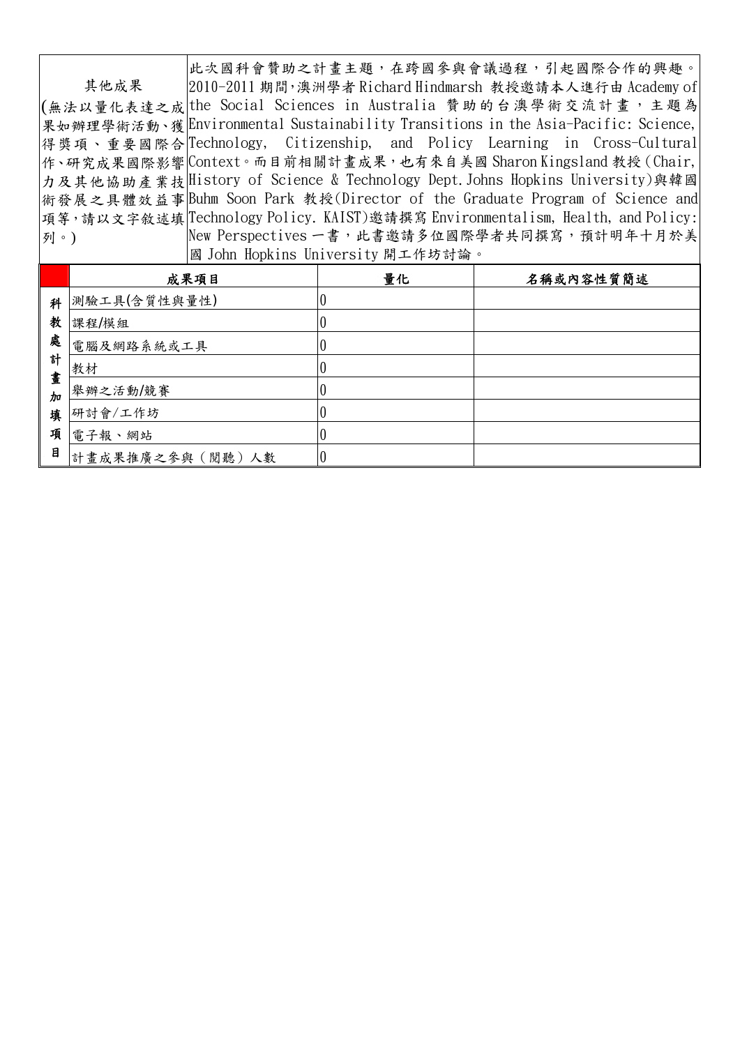| 其他成果<br>(無法以量化表達之成果如辦理學術活動、獲得獎項、重要國際合作、研究成果國際影響力及其他協助產業技術發展之具體效益事項等，請以文字敘述填列。) | 此次國科會贊助之計畫主題，在跨國參與會議過程，引起國際合作的興趣。2010-2011 期間，澳洲學者 Richard Hindmarsh 教授邀請本人進行由 Academy of the Social Sciences in Australia 贊助的台澳學術交流計畫，主題為 Environmental Sustainability Transitions in the Asia-Pacific: Science, Technology, Citizenship, and Policy Learning in Cross-Cultural Context。而目前相關計畫成果，也有來自美國 Sharon Kingsland 教授(Chair, History of Science & Technology Dept. Johns Hopkins University)與韓國 Buhm Soon Park 教授(Director of the Graduate Program of Science and Technology Policy. KAIST)邀請撰寫 Environmentalism, Health, and Policy: New Perspectives 一書，此書邀請多位國際學者共同撰寫，預計明年十月於美國 John Hopkins University 開工作坊討論。 |
|---|---|

| | 成果項目 | 量化 | 名稱或內容性質簡述 |
|---|---|---|---|
| 科教處計畫加填項目 | 測驗工具(含質性與量性) | 0 | |
| | 課程/模組 | 0 | |
| | 電腦及網路系統或工具 | 0 | |
| | 教材 | 0 | |
| | 舉辦之活動/競賽 | 0 | |
| | 研討會/工作坊 | 0 | |
| | 電子報、網站 | 0 | |
| | 計畫成果推廣之參與（閱聽）人數 | 0 | |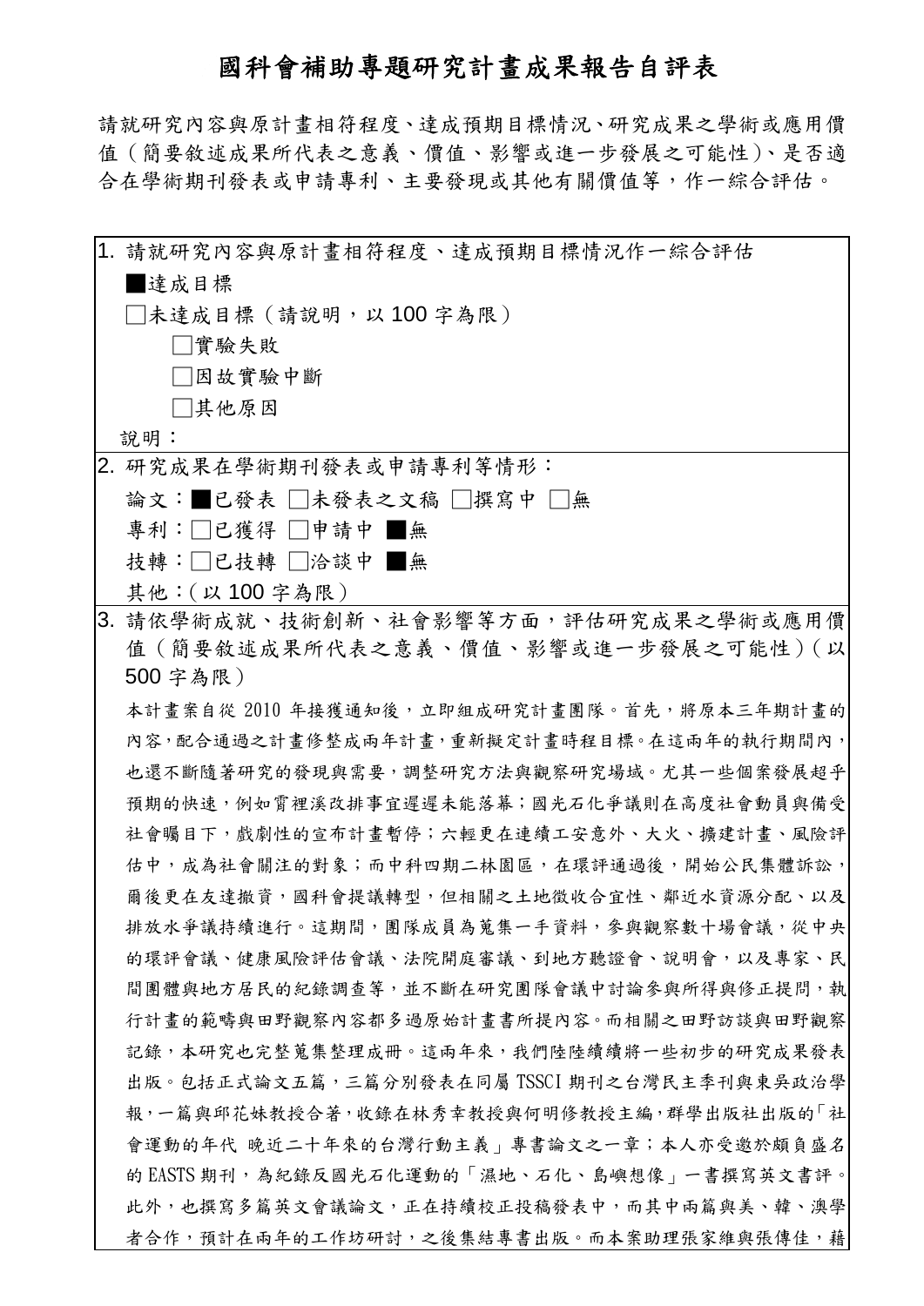# 國科會補助專題研究計畫成果報告自評表

請就研究內容與原計畫相符程度、達成預期目標情況、研究成果之學術或應用價值（簡要敘述成果所代表之意義、價值、影響或進一步發展之可能性）、是否適合在學術期刊發表或申請專利、主要發現或其他有關價值等，作一綜合評估。

1. 請就研究內容與原計畫相符程度、達成預期目標情況作一綜合評估

   ■達成目標

   □未達成目標（請說明，以 100 字為限）

   □實驗失敗

   □因故實驗中斷

   □其他原因

   說明：

2. 研究成果在學術期刊發表或申請專利等情形：

   論文：■已發表 □未發表之文稿 □撰寫中 □無

   專利：□已獲得 □申請中 ■無

   技轉：□已技轉 □洽談中 ■無

   其他：（以 100 字為限）

3. 請依學術成就、技術創新、社會影響等方面，評估研究成果之學術或應用價值（簡要敘述成果所代表之意義、價值、影響或進一步發展之可能性）（以 500 字為限）

   本計畫案自從 2010 年接獲通知後，立即組成研究計畫團隊。首先，將原本三年期計畫的內容，配合通過之計畫修整成兩年計畫，重新擬定計畫時程目標。在這兩年的執行期間內，也還不斷隨著研究的發現與需要，調整研究方法與觀察研究場域。尤其一些個案發展超乎預期的快速，例如霄裡溪改排事宜遲遲未能落幕；國光石化爭議則在高度社會動員與備受社會矚目下，戲劇性的宣布計畫暫停；六輕更在連續工安意外、大火、擴建計畫、風險評估中，成為社會關注的對象；而中科四期二林園區，在環評通過後，開始公民集體訴訟，爾後更在友達撤資，國科會提議轉型，但相關之土地徵收合宜性、鄰近水資源分配、以及排放水爭議持續進行。這期間，團隊成員為蒐集一手資料，參與觀察數十場會議，從中央的環評會議、健康風險評估會議、法院開庭審議、到地方聽證會、說明會，以及專家、民間團體與地方居民的紀錄調查等，並不斷在研究團隊會議中討論參與所得與修正提問，執行計畫的範疇與田野觀察內容都多過原始計畫書所提內容。而相關之田野訪談與田野觀察記錄，本研究也完整蒐集整理成冊。這兩年來，我們陸陸續續將一些初步的研究成果發表出版。包括正式論文五篇，三篇分別發表在同屬 TSSCI 期刊之台灣民主季刊與東吳政治學報，一篇與邱花妹教授合著，收錄在林秀幸教授與何明修教授主編，群學出版社出版的「社會運動的年代 晚近二十年來的台灣行動主義」專書論文之一章；本人亦受邀於頗負盛名的 EASTS 期刊，為紀錄反國光石化運動的「濕地、石化、島嶼想像」一書撰寫英文書評。此外，也撰寫多篇英文會議論文，正在持續校正投稿發表中，而其中兩篇與美、韓、澳學者合作，預計在兩年的工作坊研討，之後集結專書出版。而本案助理張家維與張傳佳，藉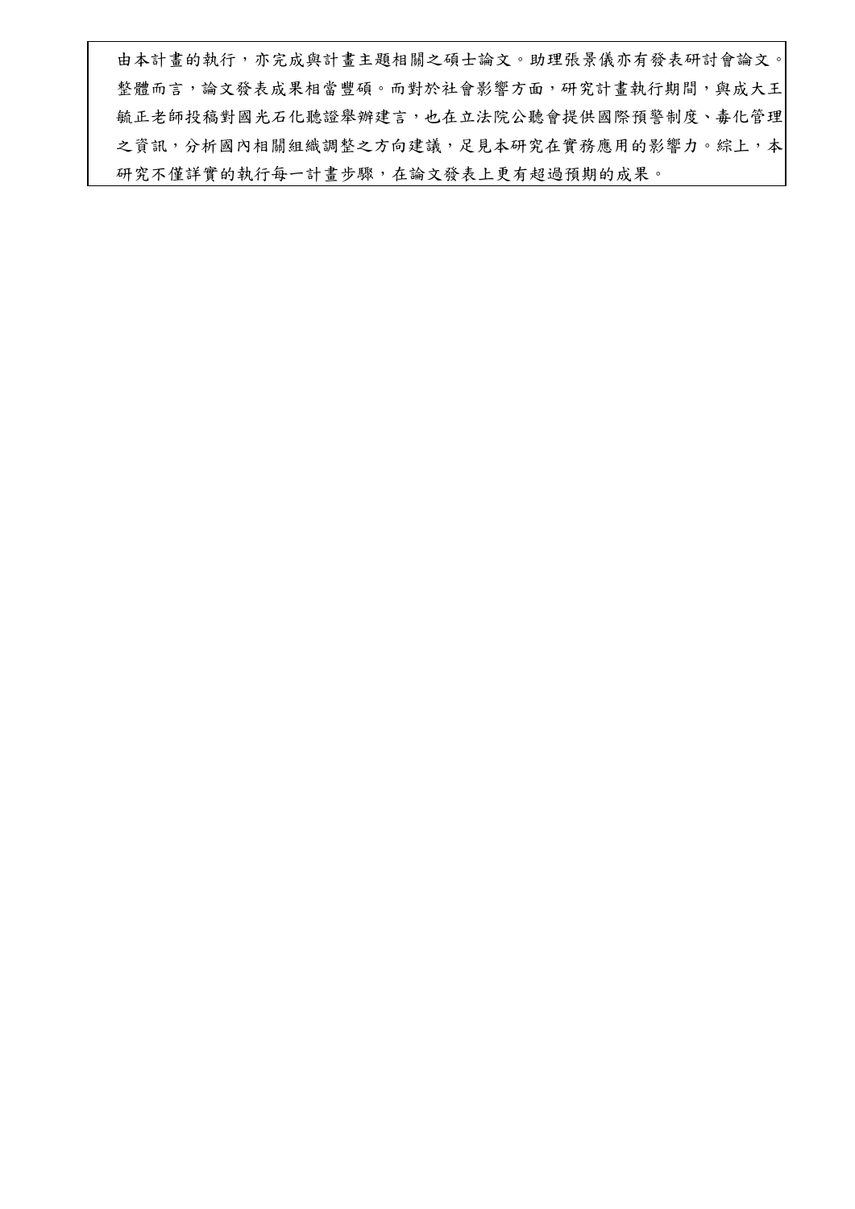由本計畫的執行，亦完成與計畫主題相關之碩士論文。助理張景儀亦有發表研討會論文。整體而言，論文發表成果相當豐碩。而對於社會影響方面，研究計畫執行期間，與成大王毓正老師投稿對國光石化聽證舉辦建言，也在立法院公聽會提供國際預警制度、毒化管理之資訊，分析國內相關組織調整之方向建議，足見本研究在實務應用的影響力。綜上，本研究不僅詳實的執行每一計畫步驟，在論文發表上更有超過預期的成果。